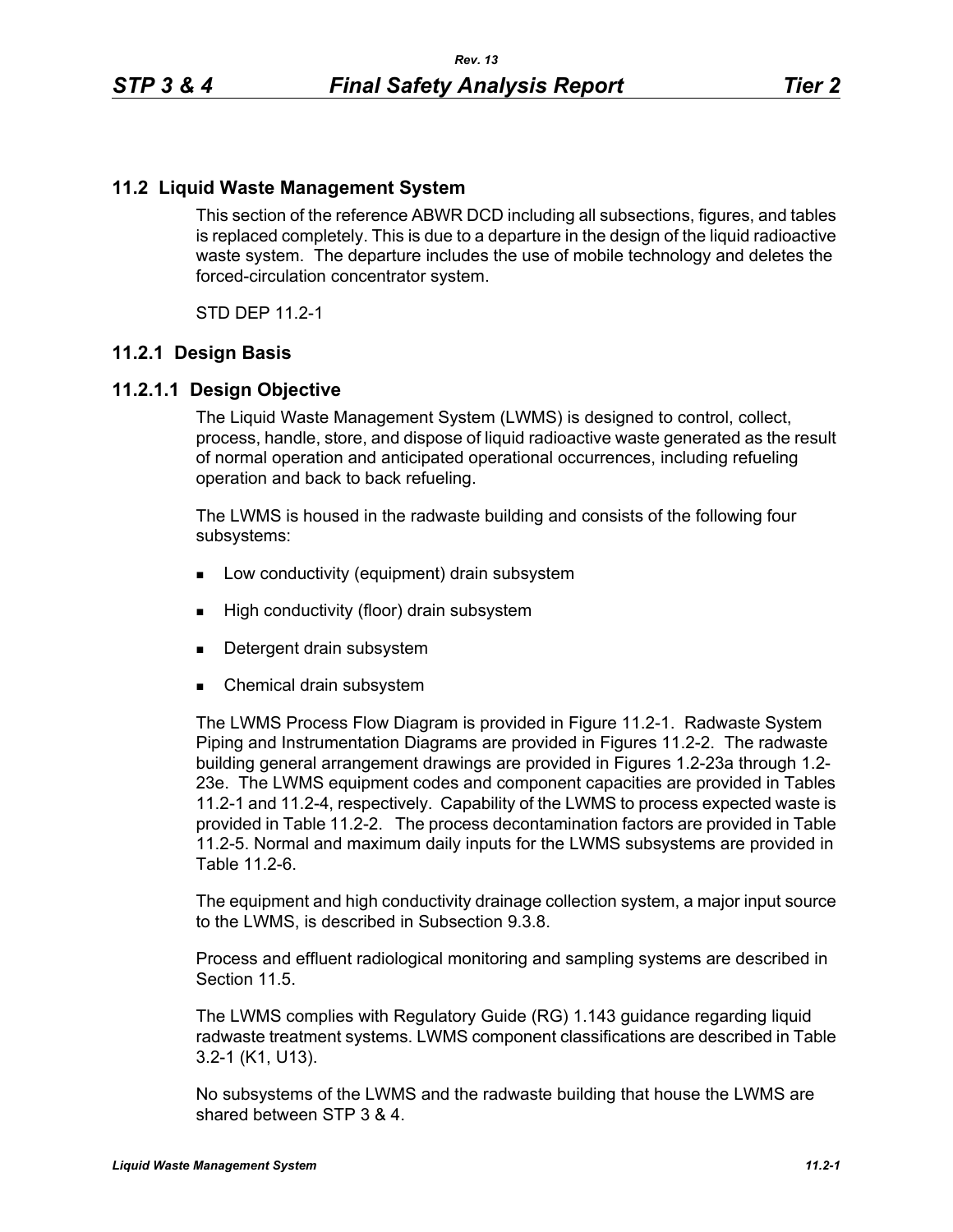## 11.2 Liquid Waste Management System

This section of the reference ABWR DCD including all subsections, figures, and tables is replaced completely. This is due to a departure in the design of the liquid radioactive waste system. The departure includes the use of mobile technology and deletes the forced-circulation concentrator system.

STD DEP 11.2-1

### 11.2.1 Design Basis

#### 11.2.1.1 Design Objective

The Liquid Waste Management System (LWMS) is designed to control, collect, process, handle, store, and dispose of liquid radioactive waste generated as the result of normal operation and anticipated operational occurrences, including refueling operation and back to back refueling.

The LWMS is housed in the radwaste building and consists of the following four subsystems:

- Low conductivity (equipment) drain subsystem
- High conductivity (floor) drain subsystem
- Detergent drain subsystem
- Chemical drain subsystem

The LWMS Process Flow Diagram is provided in Figure 11.2-1. Radwaste System Piping and Instrumentation Diagrams are provided in Figures 11.2-2. The radwaste building general arrangement drawings are provided in Figures 1.2-23a through 1.2-23e. The LWMS equipment codes and component capacities are provided in Tables 11.2-1 and 11.2-4, respectively. Capability of the LWMS to process expected waste is provided in Table 11.2-2. The process decontamination factors are provided in Table 11.2-5. Normal and maximum daily inputs for the LWMS subsystems are provided in Table 11.2-6.

The equipment and high conductivity drainage collection system, a major input source to the LWMS, is described in Subsection 9.3.8.

Process and effluent radiological monitoring and sampling systems are described in Section 11.5.

The LWMS complies with Regulatory Guide (RG) 1.143 guidance regarding liquid radwaste treatment systems. LWMS component classifications are described in Table 3.2-1 (K1, U13).

No subsystems of the LWMS and the radwaste building that house the LWMS are shared between STP 3 & 4.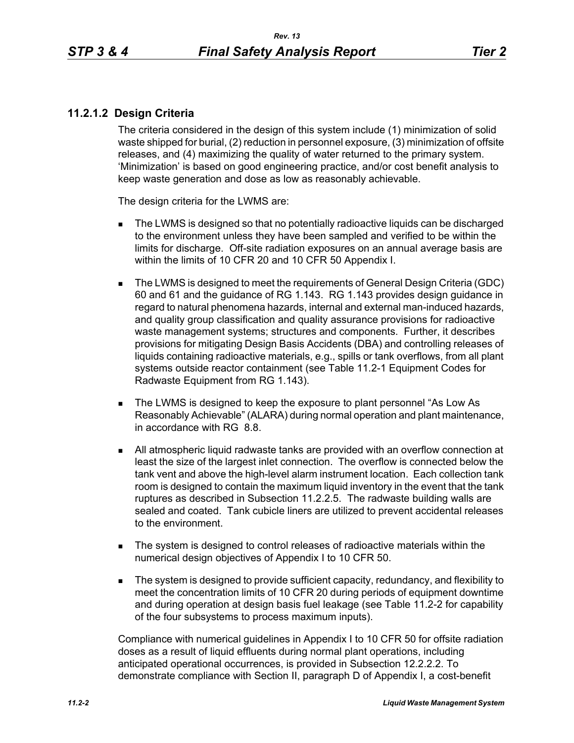### 11.2.1.2 Design Criteria

The criteria considered in the design of this system include (1) minimization of solid waste shipped for burial, (2) reduction in personnel exposure, (3) minimization of offsite releases, and (4) maximizing the quality of water returned to the primary system. 'Minimization' is based on good engineering practice, and/or cost benefit analysis to keep waste generation and dose as low as reasonably achievable.

The design criteria for the LWMS are:

- The LWMS is designed so that no potentially radioactive liquids can be discharged to the environment unless they have been sampled and verified to be within the limits for discharge. Off-site radiation exposures on an annual average basis are within the limits of 10 CFR 20 and 10 CFR 50 Appendix I.
- The LWMS is designed to meet the requirements of General Design Criteria (GDC) 60 and 61 and the guidance of RG 1.143. RG 1.143 provides design guidance in regard to natural phenomena hazards, internal and external man-induced hazards, and quality group classification and quality assurance provisions for radioactive waste management systems; structures and components. Further, it describes provisions for mitigating Design Basis Accidents (DBA) and controlling releases of liquids containing radioactive materials, e.g., spills or tank overflows, from all plant systems outside reactor containment (see Table 11.2-1 Equipment Codes for Radwaste Equipment from RG 1.143).
- The LWMS is designed to keep the exposure to plant personnel "As Low As Reasonably Achievable" (ALARA) during normal operation and plant maintenance, in accordance with RG 8.8.
- All atmospheric liquid radwaste tanks are provided with an overflow connection at least the size of the largest inlet connection. The overflow is connected below the tank vent and above the high-level alarm instrument location. Each collection tank room is designed to contain the maximum liquid inventory in the event that the tank ruptures as described in Subsection 11.2.2.5. The radwaste building walls are sealed and coated. Tank cubicle liners are utilized to prevent accidental releases to the environment.
- The system is designed to control releases of radioactive materials within the numerical design objectives of Appendix I to 10 CFR 50.
- The system is designed to provide sufficient capacity, redundancy, and flexibility to meet the concentration limits of 10 CFR 20 during periods of equipment downtime and during operation at design basis fuel leakage (see Table 11.2-2 for capability of the four subsystems to process maximum inputs).

Compliance with numerical guidelines in Appendix I to 10 CFR 50 for offsite radiation doses as a result of liquid effluents during normal plant operations, including anticipated operational occurrences, is provided in Subsection 12.2.2.2. To demonstrate compliance with Section II, paragraph D of Appendix I, a cost-benefit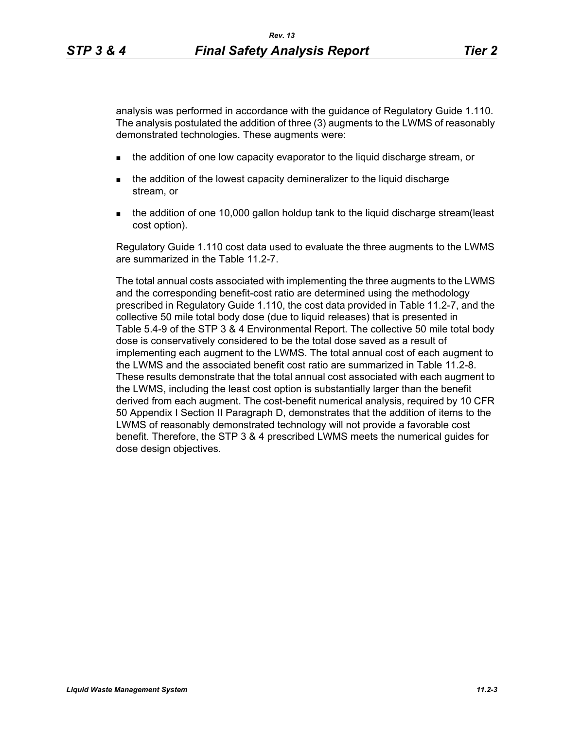analysis was performed in accordance with the guidance of Regulatory Guide 1.110. The analysis postulated the addition of three (3) augments to the LWMS of reasonably demonstrated technologies. These augments were:

- the addition of one low capacity evaporator to the liquid discharge stream, or
- the addition of the lowest capacity demineralizer to the liquid discharge stream, or
- the addition of one 10,000 gallon holdup tank to the liquid discharge stream(least cost option).

Regulatory Guide 1.110 cost data used to evaluate the three augments to the LWMS are summarized in the Table 11.2-7.

The total annual costs associated with implementing the three augments to the LWMS and the corresponding benefit-cost ratio are determined using the methodology prescribed in Regulatory Guide 1.110, the cost data provided in Table 11.2-7, and the collective 50 mile total body dose (due to liquid releases) that is presented in Table 5.4-9 of the STP 3 & 4 Environmental Report. The collective 50 mile total body dose is conservatively considered to be the total dose saved as a result of implementing each augment to the LWMS. The total annual cost of each augment to the LWMS and the associated benefit cost ratio are summarized in Table 11.2-8. These results demonstrate that the total annual cost associated with each augment to the LWMS, including the least cost option is substantially larger than the benefit derived from each augment. The cost-benefit numerical analysis, required by 10 CFR 50 Appendix I Section II Paragraph D, demonstrates that the addition of items to the LWMS of reasonably demonstrated technology will not provide a favorable cost benefit. Therefore, the STP 3 & 4 prescribed LWMS meets the numerical guides for dose design objectives.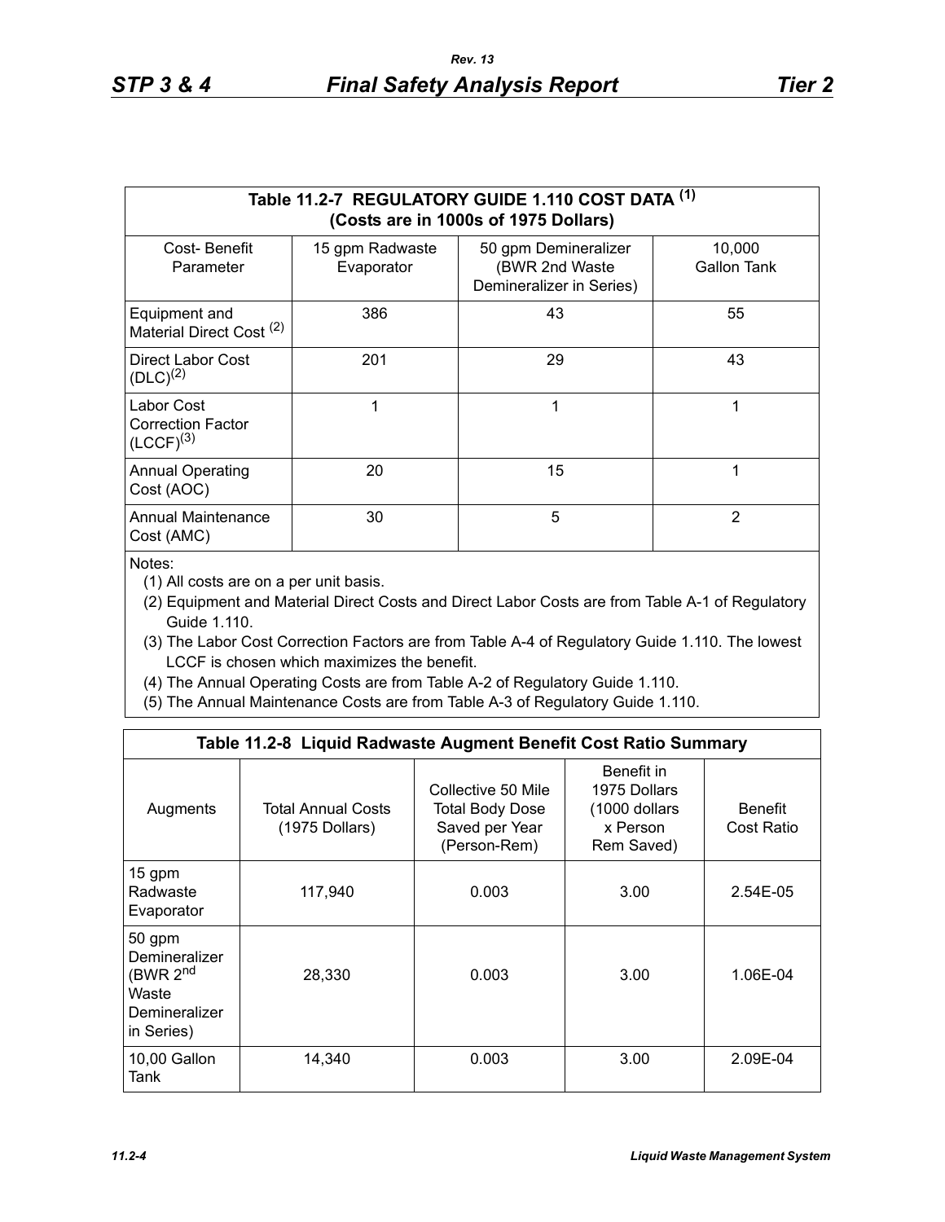| Table 11.2-7 REGULATORY GUIDE 1.110 COST DATA (1) (Costs are in 1000s of 1975 Dollars) | | | |
|---|---|---|---|
| Cost- Benefit Parameter | 15 gpm Radwaste Evaporator | 50 gpm Demineralizer (BWR 2nd Waste Demineralizer in Series) | 10,000 Gallon Tank |
| Equipment and Material Direct Cost (2) | 386 | 43 | 55 |
| Direct Labor Cost (DLC)(2) | 201 | 29 | 43 |
| Labor Cost Correction Factor (LCCF)(3) | 1 | 1 | 1 |
| Annual Operating Cost (AOC) | 20 | 15 | 1 |
| Annual Maintenance Cost (AMC) | 30 | 5 | 2 |

Notes:

(1) All costs are on a per unit basis.

(2) Equipment and Material Direct Costs and Direct Labor Costs are from Table A-1 of Regulatory Guide 1.110.

(3) The Labor Cost Correction Factors are from Table A-4 of Regulatory Guide 1.110. The lowest LCCF is chosen which maximizes the benefit.

(4) The Annual Operating Costs are from Table A-2 of Regulatory Guide 1.110.

(5) The Annual Maintenance Costs are from Table A-3 of Regulatory Guide 1.110.

**Table 11.2-8 Liquid Radwaste Augment Benefit Cost Ratio Summary**

| Augments | Total Annual Costs (1975 Dollars) | Collective 50 Mile Total Body Dose Saved per Year (Person-Rem) | Benefit in 1975 Dollars (1000 dollars x Person Rem Saved) | Benefit Cost Ratio |
|---|---|---|---|---|
| 15 gpm Radwaste Evaporator | 117,940 | 0.003 | 3.00 | 2.54E-05 |
| 50 gpm Demineralizer (BWR 2nd Waste Demineralizer in Series) | 28,330 | 0.003 | 3.00 | 1.06E-04 |
| 10,00 Gallon Tank | 14,340 | 0.003 | 3.00 | 2.09E-04 |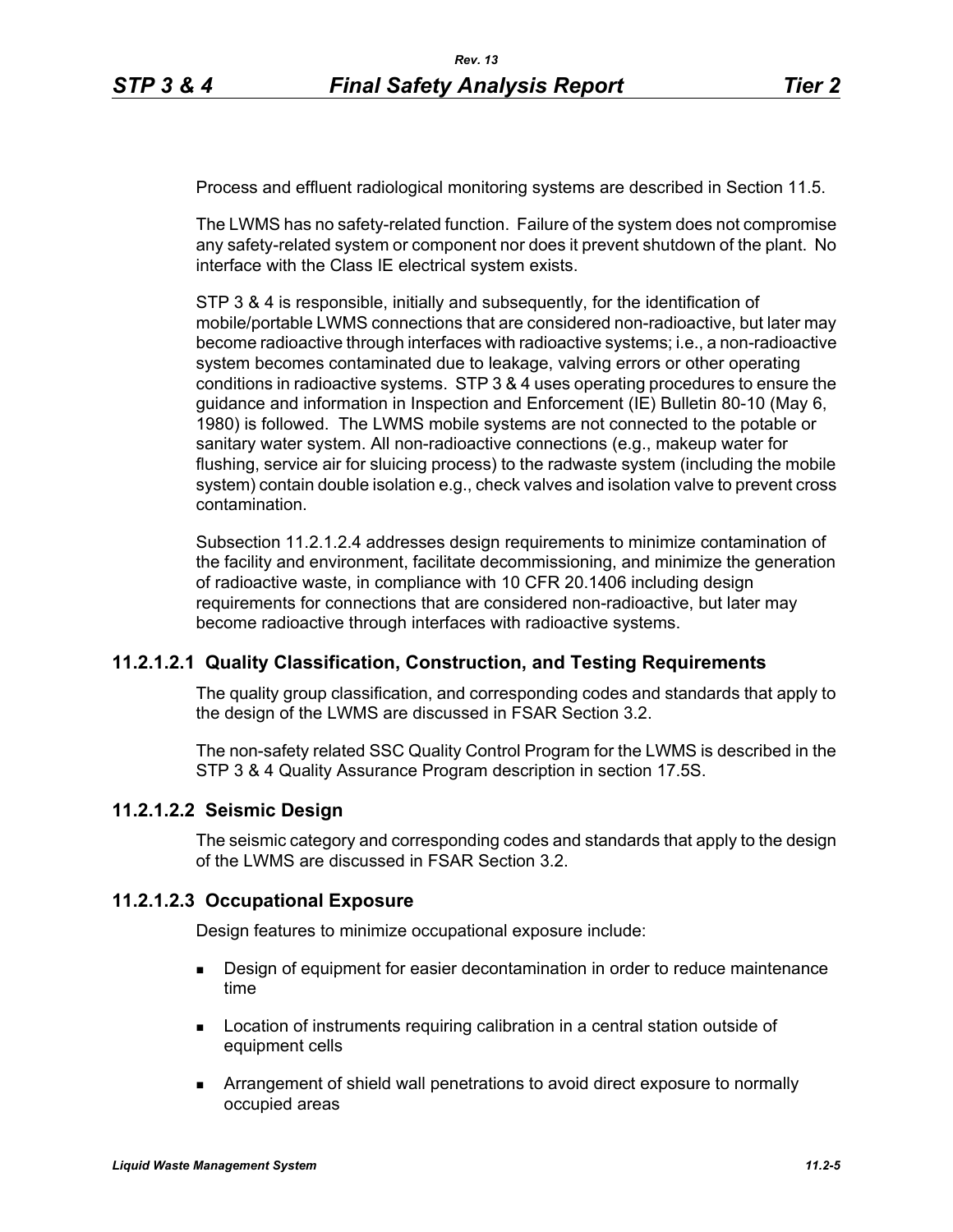Process and effluent radiological monitoring systems are described in Section 11.5.

The LWMS has no safety-related function. Failure of the system does not compromise any safety-related system or component nor does it prevent shutdown of the plant. No interface with the Class IE electrical system exists.

STP 3 & 4 is responsible, initially and subsequently, for the identification of mobile/portable LWMS connections that are considered non-radioactive, but later may become radioactive through interfaces with radioactive systems; i.e., a non-radioactive system becomes contaminated due to leakage, valving errors or other operating conditions in radioactive systems. STP 3 & 4 uses operating procedures to ensure the guidance and information in Inspection and Enforcement (IE) Bulletin 80-10 (May 6, 1980) is followed. The LWMS mobile systems are not connected to the potable or sanitary water system. All non-radioactive connections (e.g., makeup water for flushing, service air for sluicing process) to the radwaste system (including the mobile system) contain double isolation e.g., check valves and isolation valve to prevent cross contamination.

Subsection 11.2.1.2.4 addresses design requirements to minimize contamination of the facility and environment, facilitate decommissioning, and minimize the generation of radioactive waste, in compliance with 10 CFR 20.1406 including design requirements for connections that are considered non-radioactive, but later may become radioactive through interfaces with radioactive systems.

### 11.2.1.2.1 Quality Classification, Construction, and Testing Requirements

The quality group classification, and corresponding codes and standards that apply to the design of the LWMS are discussed in FSAR Section 3.2.

The non-safety related SSC Quality Control Program for the LWMS is described in the STP 3 & 4 Quality Assurance Program description in section 17.5S.

### 11.2.1.2.2 Seismic Design

The seismic category and corresponding codes and standards that apply to the design of the LWMS are discussed in FSAR Section 3.2.

### 11.2.1.2.3 Occupational Exposure

Design features to minimize occupational exposure include:

- Design of equipment for easier decontamination in order to reduce maintenance time
- Location of instruments requiring calibration in a central station outside of equipment cells
- Arrangement of shield wall penetrations to avoid direct exposure to normally occupied areas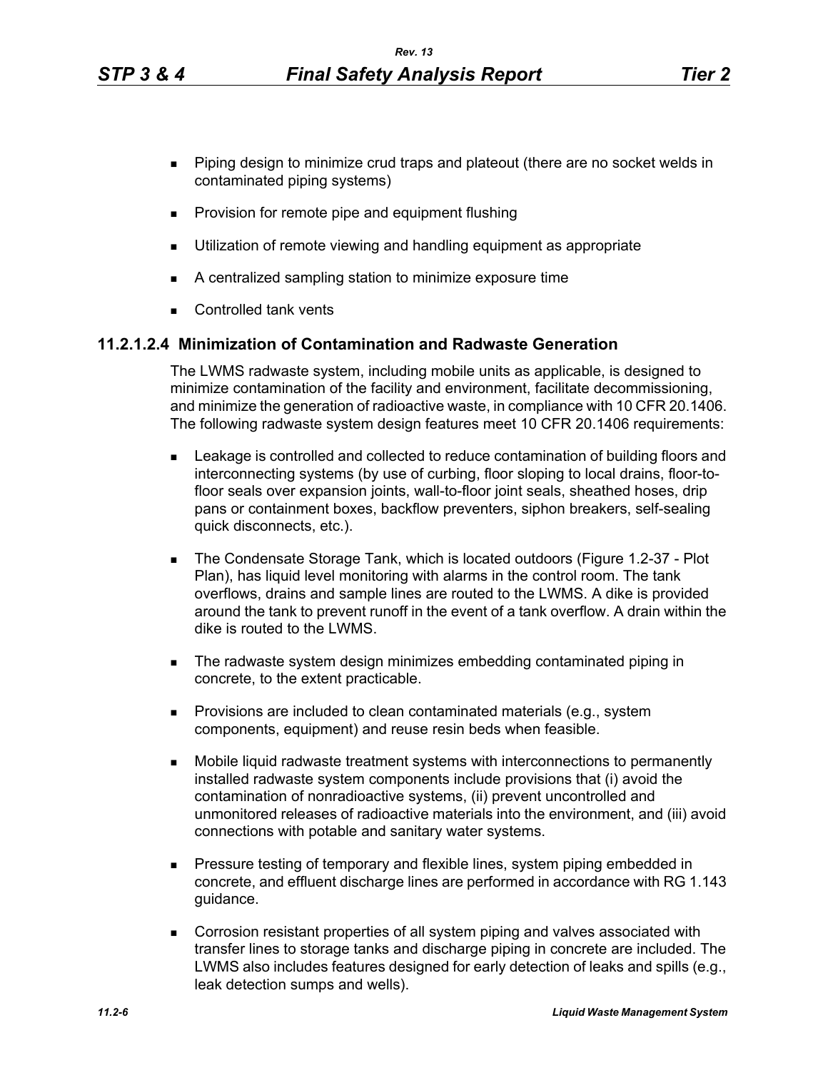- Piping design to minimize crud traps and plateout (there are no socket welds in contaminated piping systems)
- Provision for remote pipe and equipment flushing
- Utilization of remote viewing and handling equipment as appropriate
- A centralized sampling station to minimize exposure time
- Controlled tank vents

### 11.2.1.2.4 Minimization of Contamination and Radwaste Generation

The LWMS radwaste system, including mobile units as applicable, is designed to minimize contamination of the facility and environment, facilitate decommissioning, and minimize the generation of radioactive waste, in compliance with 10 CFR 20.1406. The following radwaste system design features meet 10 CFR 20.1406 requirements:

- Leakage is controlled and collected to reduce contamination of building floors and interconnecting systems (by use of curbing, floor sloping to local drains, floor-to-floor seals over expansion joints, wall-to-floor joint seals, sheathed hoses, drip pans or containment boxes, backflow preventers, siphon breakers, self-sealing quick disconnects, etc.).
- The Condensate Storage Tank, which is located outdoors (Figure 1.2-37 - Plot Plan), has liquid level monitoring with alarms in the control room. The tank overflows, drains and sample lines are routed to the LWMS. A dike is provided around the tank to prevent runoff in the event of a tank overflow. A drain within the dike is routed to the LWMS.
- The radwaste system design minimizes embedding contaminated piping in concrete, to the extent practicable.
- Provisions are included to clean contaminated materials (e.g., system components, equipment) and reuse resin beds when feasible.
- Mobile liquid radwaste treatment systems with interconnections to permanently installed radwaste system components include provisions that (i) avoid the contamination of nonradioactive systems, (ii) prevent uncontrolled and unmonitored releases of radioactive materials into the environment, and (iii) avoid connections with potable and sanitary water systems.
- Pressure testing of temporary and flexible lines, system piping embedded in concrete, and effluent discharge lines are performed in accordance with RG 1.143 guidance.
- Corrosion resistant properties of all system piping and valves associated with transfer lines to storage tanks and discharge piping in concrete are included. The LWMS also includes features designed for early detection of leaks and spills (e.g., leak detection sumps and wells).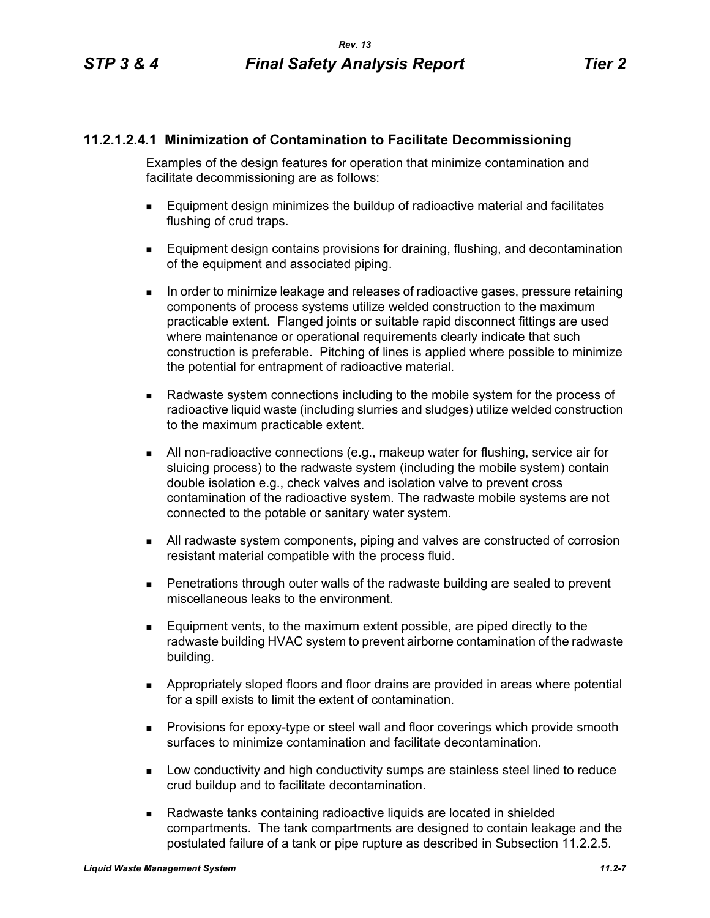#### 11.2.1.2.4.1 Minimization of Contamination to Facilitate Decommissioning

Examples of the design features for operation that minimize contamination and facilitate decommissioning are as follows:

- Equipment design minimizes the buildup of radioactive material and facilitates flushing of crud traps.
- Equipment design contains provisions for draining, flushing, and decontamination of the equipment and associated piping.
- In order to minimize leakage and releases of radioactive gases, pressure retaining components of process systems utilize welded construction to the maximum practicable extent. Flanged joints or suitable rapid disconnect fittings are used where maintenance or operational requirements clearly indicate that such construction is preferable. Pitching of lines is applied where possible to minimize the potential for entrapment of radioactive material.
- Radwaste system connections including to the mobile system for the process of radioactive liquid waste (including slurries and sludges) utilize welded construction to the maximum practicable extent.
- All non-radioactive connections (e.g., makeup water for flushing, service air for sluicing process) to the radwaste system (including the mobile system) contain double isolation e.g., check valves and isolation valve to prevent cross contamination of the radioactive system. The radwaste mobile systems are not connected to the potable or sanitary water system.
- All radwaste system components, piping and valves are constructed of corrosion resistant material compatible with the process fluid.
- Penetrations through outer walls of the radwaste building are sealed to prevent miscellaneous leaks to the environment.
- Equipment vents, to the maximum extent possible, are piped directly to the radwaste building HVAC system to prevent airborne contamination of the radwaste building.
- Appropriately sloped floors and floor drains are provided in areas where potential for a spill exists to limit the extent of contamination.
- Provisions for epoxy-type or steel wall and floor coverings which provide smooth surfaces to minimize contamination and facilitate decontamination.
- Low conductivity and high conductivity sumps are stainless steel lined to reduce crud buildup and to facilitate decontamination.
- Radwaste tanks containing radioactive liquids are located in shielded compartments. The tank compartments are designed to contain leakage and the postulated failure of a tank or pipe rupture as described in Subsection 11.2.2.5.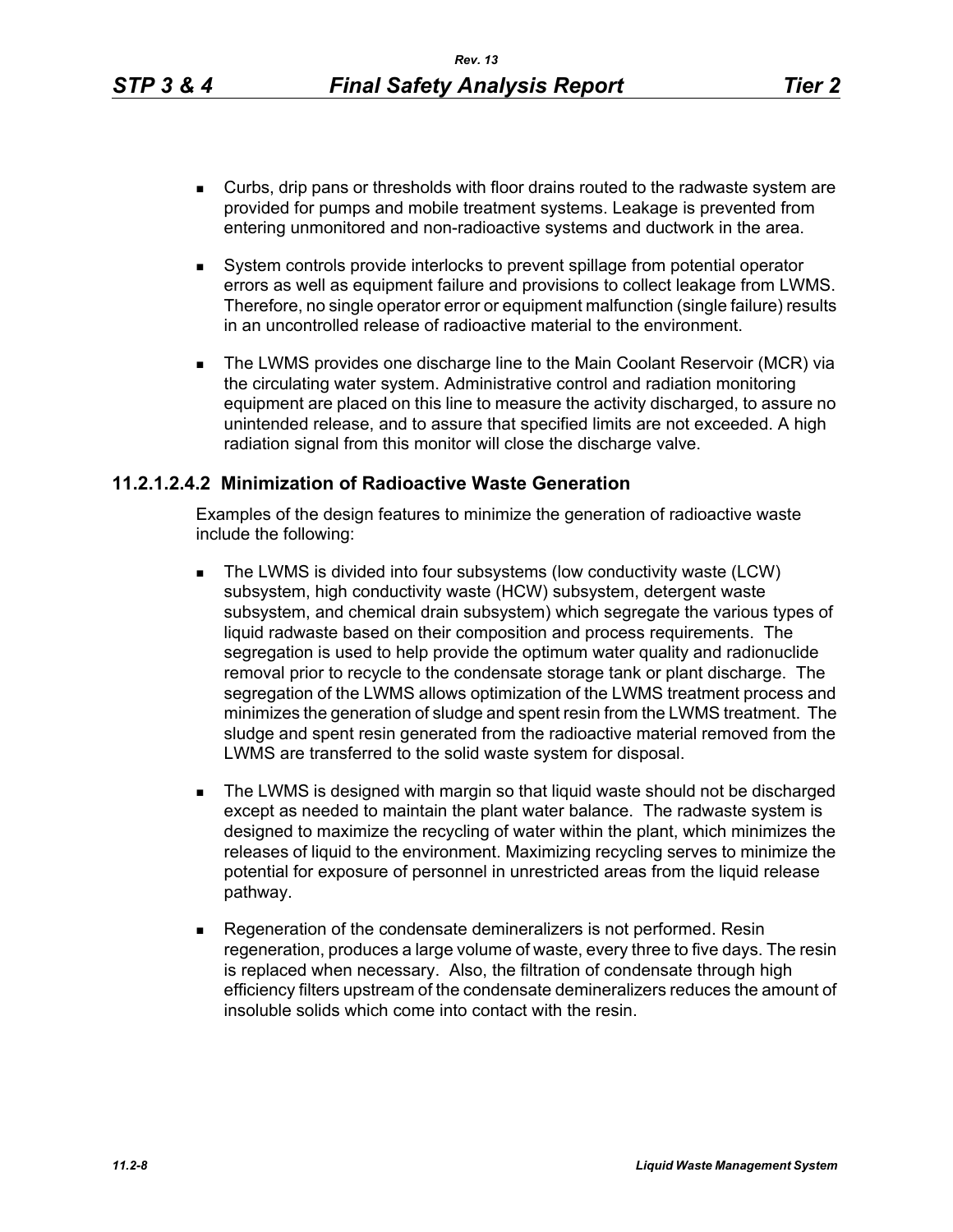- Curbs, drip pans or thresholds with floor drains routed to the radwaste system are provided for pumps and mobile treatment systems. Leakage is prevented from entering unmonitored and non-radioactive systems and ductwork in the area.

- System controls provide interlocks to prevent spillage from potential operator errors as well as equipment failure and provisions to collect leakage from LWMS. Therefore, no single operator error or equipment malfunction (single failure) results in an uncontrolled release of radioactive material to the environment.

- The LWMS provides one discharge line to the Main Coolant Reservoir (MCR) via the circulating water system. Administrative control and radiation monitoring equipment are placed on this line to measure the activity discharged, to assure no unintended release, and to assure that specified limits are not exceeded. A high radiation signal from this monitor will close the discharge valve.

### 11.2.1.2.4.2 Minimization of Radioactive Waste Generation

Examples of the design features to minimize the generation of radioactive waste include the following:

- The LWMS is divided into four subsystems (low conductivity waste (LCW) subsystem, high conductivity waste (HCW) subsystem, detergent waste subsystem, and chemical drain subsystem) which segregate the various types of liquid radwaste based on their composition and process requirements. The segregation is used to help provide the optimum water quality and radionuclide removal prior to recycle to the condensate storage tank or plant discharge. The segregation of the LWMS allows optimization of the LWMS treatment process and minimizes the generation of sludge and spent resin from the LWMS treatment. The sludge and spent resin generated from the radioactive material removed from the LWMS are transferred to the solid waste system for disposal.

- The LWMS is designed with margin so that liquid waste should not be discharged except as needed to maintain the plant water balance. The radwaste system is designed to maximize the recycling of water within the plant, which minimizes the releases of liquid to the environment. Maximizing recycling serves to minimize the potential for exposure of personnel in unrestricted areas from the liquid release pathway.

- Regeneration of the condensate demineralizers is not performed. Resin regeneration, produces a large volume of waste, every three to five days. The resin is replaced when necessary. Also, the filtration of condensate through high efficiency filters upstream of the condensate demineralizers reduces the amount of insoluble solids which come into contact with the resin.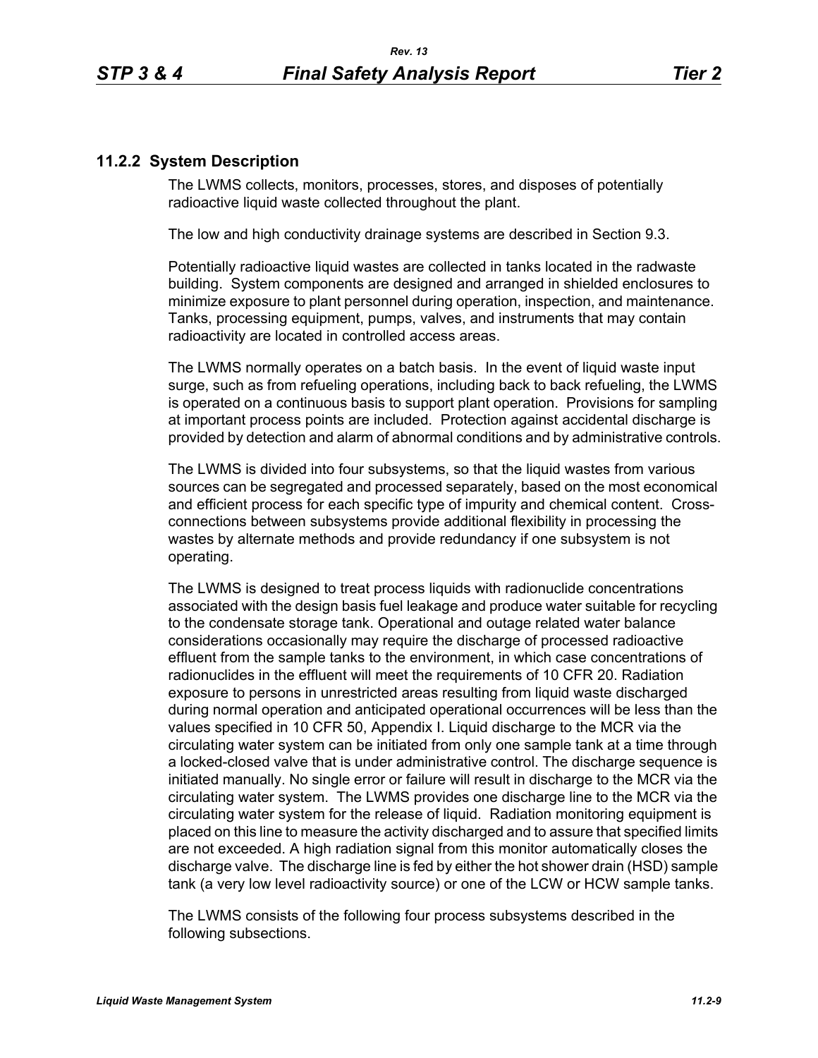## 11.2.2 System Description

The LWMS collects, monitors, processes, stores, and disposes of potentially radioactive liquid waste collected throughout the plant.

The low and high conductivity drainage systems are described in Section 9.3.

Potentially radioactive liquid wastes are collected in tanks located in the radwaste building. System components are designed and arranged in shielded enclosures to minimize exposure to plant personnel during operation, inspection, and maintenance. Tanks, processing equipment, pumps, valves, and instruments that may contain radioactivity are located in controlled access areas.

The LWMS normally operates on a batch basis. In the event of liquid waste input surge, such as from refueling operations, including back to back refueling, the LWMS is operated on a continuous basis to support plant operation. Provisions for sampling at important process points are included. Protection against accidental discharge is provided by detection and alarm of abnormal conditions and by administrative controls.

The LWMS is divided into four subsystems, so that the liquid wastes from various sources can be segregated and processed separately, based on the most economical and efficient process for each specific type of impurity and chemical content. Cross-connections between subsystems provide additional flexibility in processing the wastes by alternate methods and provide redundancy if one subsystem is not operating.

The LWMS is designed to treat process liquids with radionuclide concentrations associated with the design basis fuel leakage and produce water suitable for recycling to the condensate storage tank. Operational and outage related water balance considerations occasionally may require the discharge of processed radioactive effluent from the sample tanks to the environment, in which case concentrations of radionuclides in the effluent will meet the requirements of 10 CFR 20. Radiation exposure to persons in unrestricted areas resulting from liquid waste discharged during normal operation and anticipated operational occurrences will be less than the values specified in 10 CFR 50, Appendix I. Liquid discharge to the MCR via the circulating water system can be initiated from only one sample tank at a time through a locked-closed valve that is under administrative control. The discharge sequence is initiated manually. No single error or failure will result in discharge to the MCR via the circulating water system. The LWMS provides one discharge line to the MCR via the circulating water system for the release of liquid. Radiation monitoring equipment is placed on this line to measure the activity discharged and to assure that specified limits are not exceeded. A high radiation signal from this monitor automatically closes the discharge valve. The discharge line is fed by either the hot shower drain (HSD) sample tank (a very low level radioactivity source) or one of the LCW or HCW sample tanks.

The LWMS consists of the following four process subsystems described in the following subsections.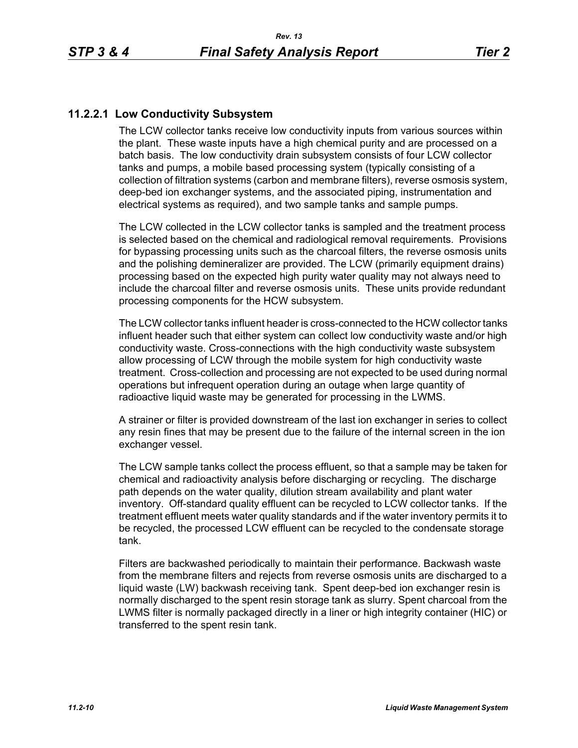### 11.2.2.1 Low Conductivity Subsystem

The LCW collector tanks receive low conductivity inputs from various sources within the plant. These waste inputs have a high chemical purity and are processed on a batch basis. The low conductivity drain subsystem consists of four LCW collector tanks and pumps, a mobile based processing system (typically consisting of a collection of filtration systems (carbon and membrane filters), reverse osmosis system, deep-bed ion exchanger systems, and the associated piping, instrumentation and electrical systems as required), and two sample tanks and sample pumps.

The LCW collected in the LCW collector tanks is sampled and the treatment process is selected based on the chemical and radiological removal requirements. Provisions for bypassing processing units such as the charcoal filters, the reverse osmosis units and the polishing demineralizer are provided. The LCW (primarily equipment drains) processing based on the expected high purity water quality may not always need to include the charcoal filter and reverse osmosis units. These units provide redundant processing components for the HCW subsystem.

The LCW collector tanks influent header is cross-connected to the HCW collector tanks influent header such that either system can collect low conductivity waste and/or high conductivity waste. Cross-connections with the high conductivity waste subsystem allow processing of LCW through the mobile system for high conductivity waste treatment. Cross-collection and processing are not expected to be used during normal operations but infrequent operation during an outage when large quantity of radioactive liquid waste may be generated for processing in the LWMS.

A strainer or filter is provided downstream of the last ion exchanger in series to collect any resin fines that may be present due to the failure of the internal screen in the ion exchanger vessel.

The LCW sample tanks collect the process effluent, so that a sample may be taken for chemical and radioactivity analysis before discharging or recycling. The discharge path depends on the water quality, dilution stream availability and plant water inventory. Off-standard quality effluent can be recycled to LCW collector tanks. If the treatment effluent meets water quality standards and if the water inventory permits it to be recycled, the processed LCW effluent can be recycled to the condensate storage tank.

Filters are backwashed periodically to maintain their performance. Backwash waste from the membrane filters and rejects from reverse osmosis units are discharged to a liquid waste (LW) backwash receiving tank. Spent deep-bed ion exchanger resin is normally discharged to the spent resin storage tank as slurry. Spent charcoal from the LWMS filter is normally packaged directly in a liner or high integrity container (HIC) or transferred to the spent resin tank.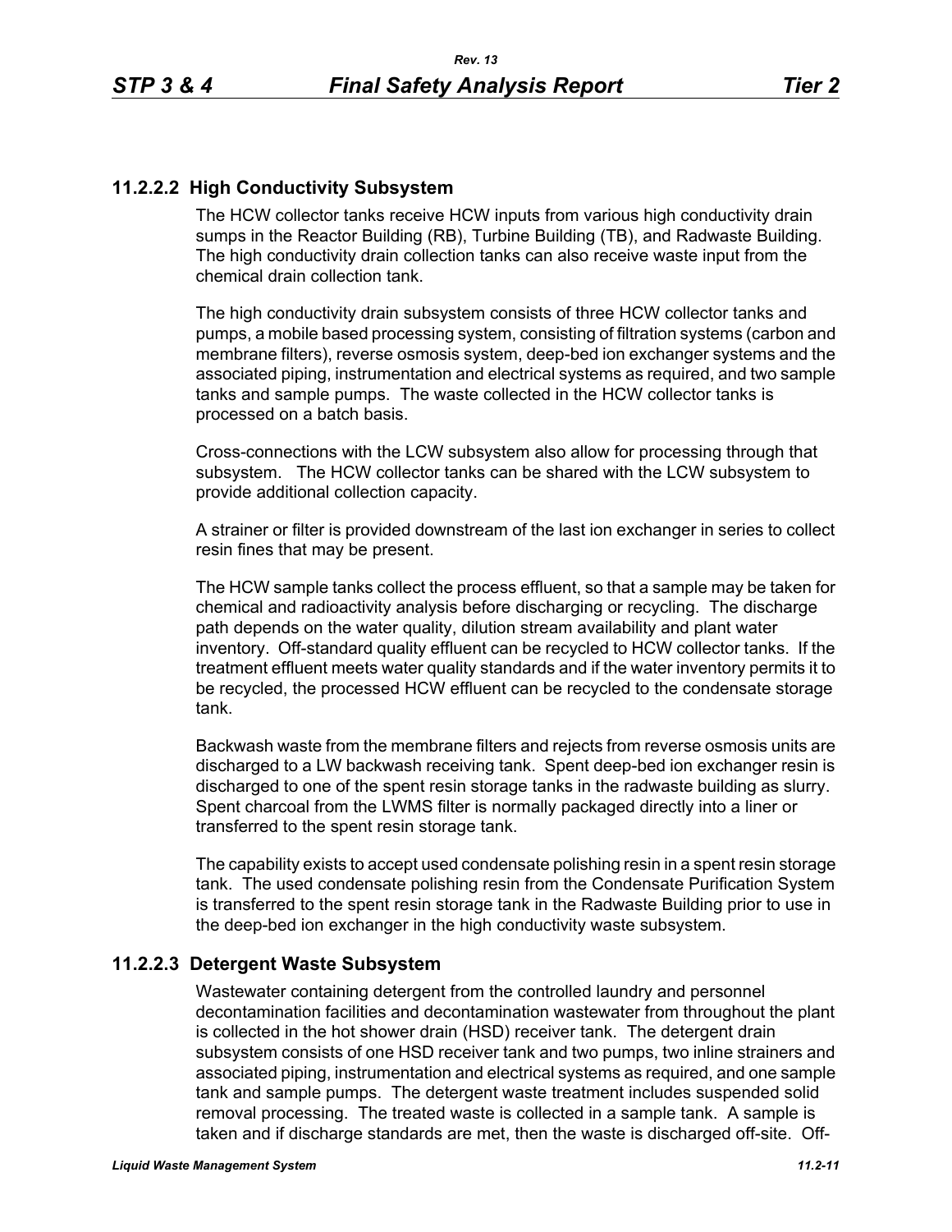### 11.2.2.2 High Conductivity Subsystem

The HCW collector tanks receive HCW inputs from various high conductivity drain sumps in the Reactor Building (RB), Turbine Building (TB), and Radwaste Building. The high conductivity drain collection tanks can also receive waste input from the chemical drain collection tank.

The high conductivity drain subsystem consists of three HCW collector tanks and pumps, a mobile based processing system, consisting of filtration systems (carbon and membrane filters), reverse osmosis system, deep-bed ion exchanger systems and the associated piping, instrumentation and electrical systems as required, and two sample tanks and sample pumps. The waste collected in the HCW collector tanks is processed on a batch basis.

Cross-connections with the LCW subsystem also allow for processing through that subsystem. The HCW collector tanks can be shared with the LCW subsystem to provide additional collection capacity.

A strainer or filter is provided downstream of the last ion exchanger in series to collect resin fines that may be present.

The HCW sample tanks collect the process effluent, so that a sample may be taken for chemical and radioactivity analysis before discharging or recycling. The discharge path depends on the water quality, dilution stream availability and plant water inventory. Off-standard quality effluent can be recycled to HCW collector tanks. If the treatment effluent meets water quality standards and if the water inventory permits it to be recycled, the processed HCW effluent can be recycled to the condensate storage tank.

Backwash waste from the membrane filters and rejects from reverse osmosis units are discharged to a LW backwash receiving tank. Spent deep-bed ion exchanger resin is discharged to one of the spent resin storage tanks in the radwaste building as slurry. Spent charcoal from the LWMS filter is normally packaged directly into a liner or transferred to the spent resin storage tank.

The capability exists to accept used condensate polishing resin in a spent resin storage tank. The used condensate polishing resin from the Condensate Purification System is transferred to the spent resin storage tank in the Radwaste Building prior to use in the deep-bed ion exchanger in the high conductivity waste subsystem.

### 11.2.2.3 Detergent Waste Subsystem

Wastewater containing detergent from the controlled laundry and personnel decontamination facilities and decontamination wastewater from throughout the plant is collected in the hot shower drain (HSD) receiver tank. The detergent drain subsystem consists of one HSD receiver tank and two pumps, two inline strainers and associated piping, instrumentation and electrical systems as required, and one sample tank and sample pumps. The detergent waste treatment includes suspended solid removal processing. The treated waste is collected in a sample tank. A sample is taken and if discharge standards are met, then the waste is discharged off-site. Off-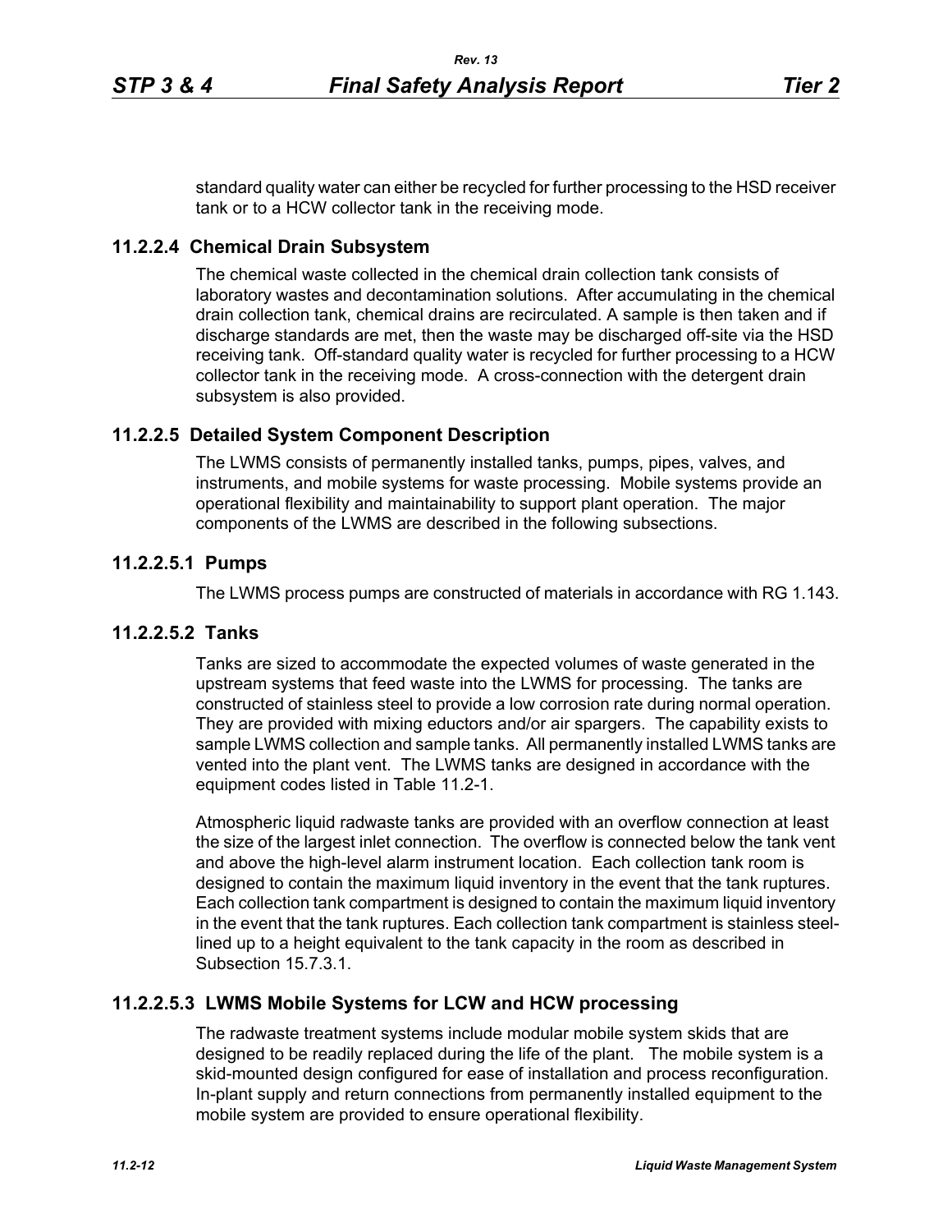standard quality water can either be recycled for further processing to the HSD receiver tank or to a HCW collector tank in the receiving mode.

### 11.2.2.4 Chemical Drain Subsystem

The chemical waste collected in the chemical drain collection tank consists of laboratory wastes and decontamination solutions. After accumulating in the chemical drain collection tank, chemical drains are recirculated. A sample is then taken and if discharge standards are met, then the waste may be discharged off-site via the HSD receiving tank. Off-standard quality water is recycled for further processing to a HCW collector tank in the receiving mode. A cross-connection with the detergent drain subsystem is also provided.

### 11.2.2.5 Detailed System Component Description

The LWMS consists of permanently installed tanks, pumps, pipes, valves, and instruments, and mobile systems for waste processing. Mobile systems provide an operational flexibility and maintainability to support plant operation. The major components of the LWMS are described in the following subsections.

#### 11.2.2.5.1 Pumps

The LWMS process pumps are constructed of materials in accordance with RG 1.143.

#### 11.2.2.5.2 Tanks

Tanks are sized to accommodate the expected volumes of waste generated in the upstream systems that feed waste into the LWMS for processing. The tanks are constructed of stainless steel to provide a low corrosion rate during normal operation. They are provided with mixing eductors and/or air spargers. The capability exists to sample LWMS collection and sample tanks. All permanently installed LWMS tanks are vented into the plant vent. The LWMS tanks are designed in accordance with the equipment codes listed in Table 11.2-1.

Atmospheric liquid radwaste tanks are provided with an overflow connection at least the size of the largest inlet connection. The overflow is connected below the tank vent and above the high-level alarm instrument location. Each collection tank room is designed to contain the maximum liquid inventory in the event that the tank ruptures. Each collection tank compartment is designed to contain the maximum liquid inventory in the event that the tank ruptures. Each collection tank compartment is stainless steel-lined up to a height equivalent to the tank capacity in the room as described in Subsection 15.7.3.1.

#### 11.2.2.5.3 LWMS Mobile Systems for LCW and HCW processing

The radwaste treatment systems include modular mobile system skids that are designed to be readily replaced during the life of the plant. The mobile system is a skid-mounted design configured for ease of installation and process reconfiguration. In-plant supply and return connections from permanently installed equipment to the mobile system are provided to ensure operational flexibility.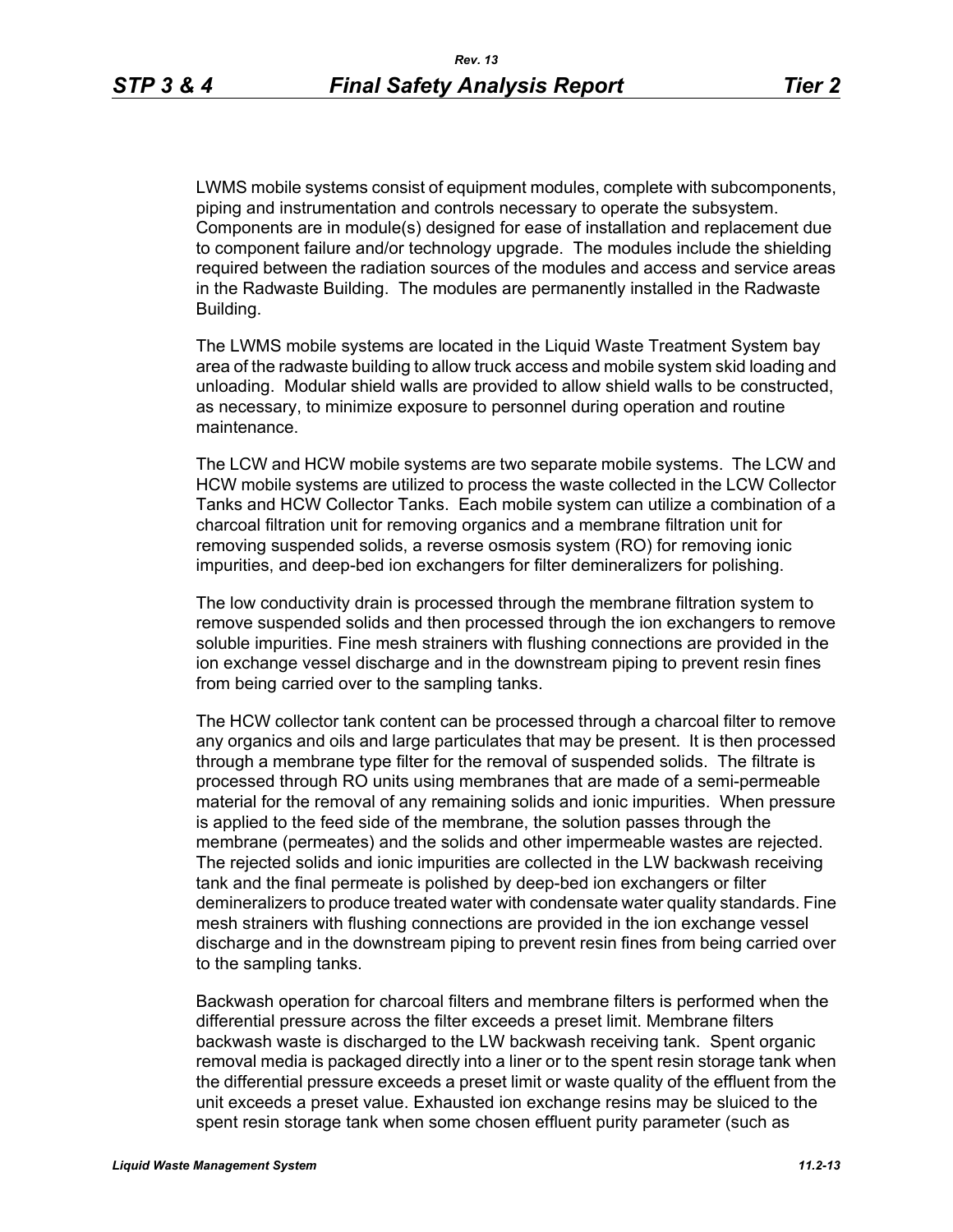LWMS mobile systems consist of equipment modules, complete with subcomponents, piping and instrumentation and controls necessary to operate the subsystem. Components are in module(s) designed for ease of installation and replacement due to component failure and/or technology upgrade. The modules include the shielding required between the radiation sources of the modules and access and service areas in the Radwaste Building. The modules are permanently installed in the Radwaste Building.

The LWMS mobile systems are located in the Liquid Waste Treatment System bay area of the radwaste building to allow truck access and mobile system skid loading and unloading. Modular shield walls are provided to allow shield walls to be constructed, as necessary, to minimize exposure to personnel during operation and routine maintenance.

The LCW and HCW mobile systems are two separate mobile systems. The LCW and HCW mobile systems are utilized to process the waste collected in the LCW Collector Tanks and HCW Collector Tanks. Each mobile system can utilize a combination of a charcoal filtration unit for removing organics and a membrane filtration unit for removing suspended solids, a reverse osmosis system (RO) for removing ionic impurities, and deep-bed ion exchangers for filter demineralizers for polishing.

The low conductivity drain is processed through the membrane filtration system to remove suspended solids and then processed through the ion exchangers to remove soluble impurities. Fine mesh strainers with flushing connections are provided in the ion exchange vessel discharge and in the downstream piping to prevent resin fines from being carried over to the sampling tanks.

The HCW collector tank content can be processed through a charcoal filter to remove any organics and oils and large particulates that may be present. It is then processed through a membrane type filter for the removal of suspended solids. The filtrate is processed through RO units using membranes that are made of a semi-permeable material for the removal of any remaining solids and ionic impurities. When pressure is applied to the feed side of the membrane, the solution passes through the membrane (permeates) and the solids and other impermeable wastes are rejected. The rejected solids and ionic impurities are collected in the LW backwash receiving tank and the final permeate is polished by deep-bed ion exchangers or filter demineralizers to produce treated water with condensate water quality standards. Fine mesh strainers with flushing connections are provided in the ion exchange vessel discharge and in the downstream piping to prevent resin fines from being carried over to the sampling tanks.

Backwash operation for charcoal filters and membrane filters is performed when the differential pressure across the filter exceeds a preset limit. Membrane filters backwash waste is discharged to the LW backwash receiving tank. Spent organic removal media is packaged directly into a liner or to the spent resin storage tank when the differential pressure exceeds a preset limit or waste quality of the effluent from the unit exceeds a preset value. Exhausted ion exchange resins may be sluiced to the spent resin storage tank when some chosen effluent purity parameter (such as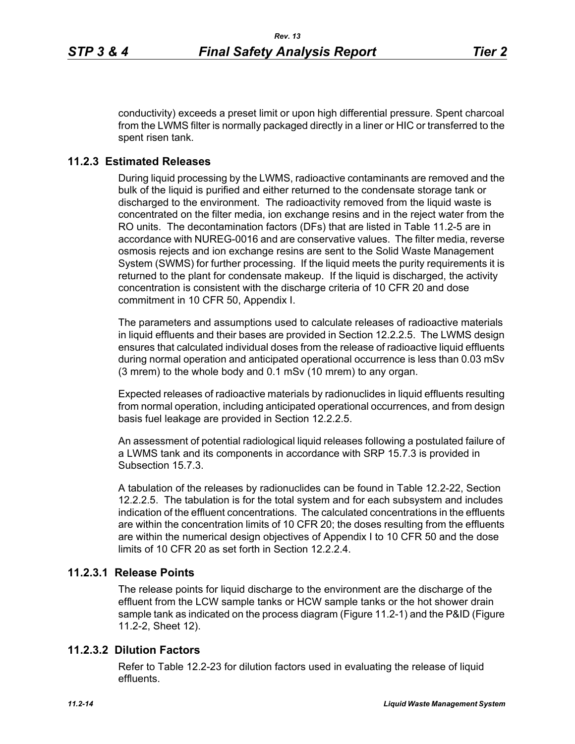conductivity) exceeds a preset limit or upon high differential pressure. Spent charcoal from the LWMS filter is normally packaged directly in a liner or HIC or transferred to the spent risen tank.

## 11.2.3 Estimated Releases

During liquid processing by the LWMS, radioactive contaminants are removed and the bulk of the liquid is purified and either returned to the condensate storage tank or discharged to the environment. The radioactivity removed from the liquid waste is concentrated on the filter media, ion exchange resins and in the reject water from the RO units. The decontamination factors (DFs) that are listed in Table 11.2-5 are in accordance with NUREG-0016 and are conservative values. The filter media, reverse osmosis rejects and ion exchange resins are sent to the Solid Waste Management System (SWMS) for further processing. If the liquid meets the purity requirements it is returned to the plant for condensate makeup. If the liquid is discharged, the activity concentration is consistent with the discharge criteria of 10 CFR 20 and dose commitment in 10 CFR 50, Appendix I.

The parameters and assumptions used to calculate releases of radioactive materials in liquid effluents and their bases are provided in Section 12.2.2.5. The LWMS design ensures that calculated individual doses from the release of radioactive liquid effluents during normal operation and anticipated operational occurrence is less than 0.03 mSv (3 mrem) to the whole body and 0.1 mSv (10 mrem) to any organ.

Expected releases of radioactive materials by radionuclides in liquid effluents resulting from normal operation, including anticipated operational occurrences, and from design basis fuel leakage are provided in Section 12.2.2.5.

An assessment of potential radiological liquid releases following a postulated failure of a LWMS tank and its components in accordance with SRP 15.7.3 is provided in Subsection 15.7.3.

A tabulation of the releases by radionuclides can be found in Table 12.2-22, Section 12.2.2.5. The tabulation is for the total system and for each subsystem and includes indication of the effluent concentrations. The calculated concentrations in the effluents are within the concentration limits of 10 CFR 20; the doses resulting from the effluents are within the numerical design objectives of Appendix I to 10 CFR 50 and the dose limits of 10 CFR 20 as set forth in Section 12.2.2.4.

### 11.2.3.1 Release Points

The release points for liquid discharge to the environment are the discharge of the effluent from the LCW sample tanks or HCW sample tanks or the hot shower drain sample tank as indicated on the process diagram (Figure 11.2-1) and the P&ID (Figure 11.2-2, Sheet 12).

### 11.2.3.2 Dilution Factors

Refer to Table 12.2-23 for dilution factors used in evaluating the release of liquid effluents.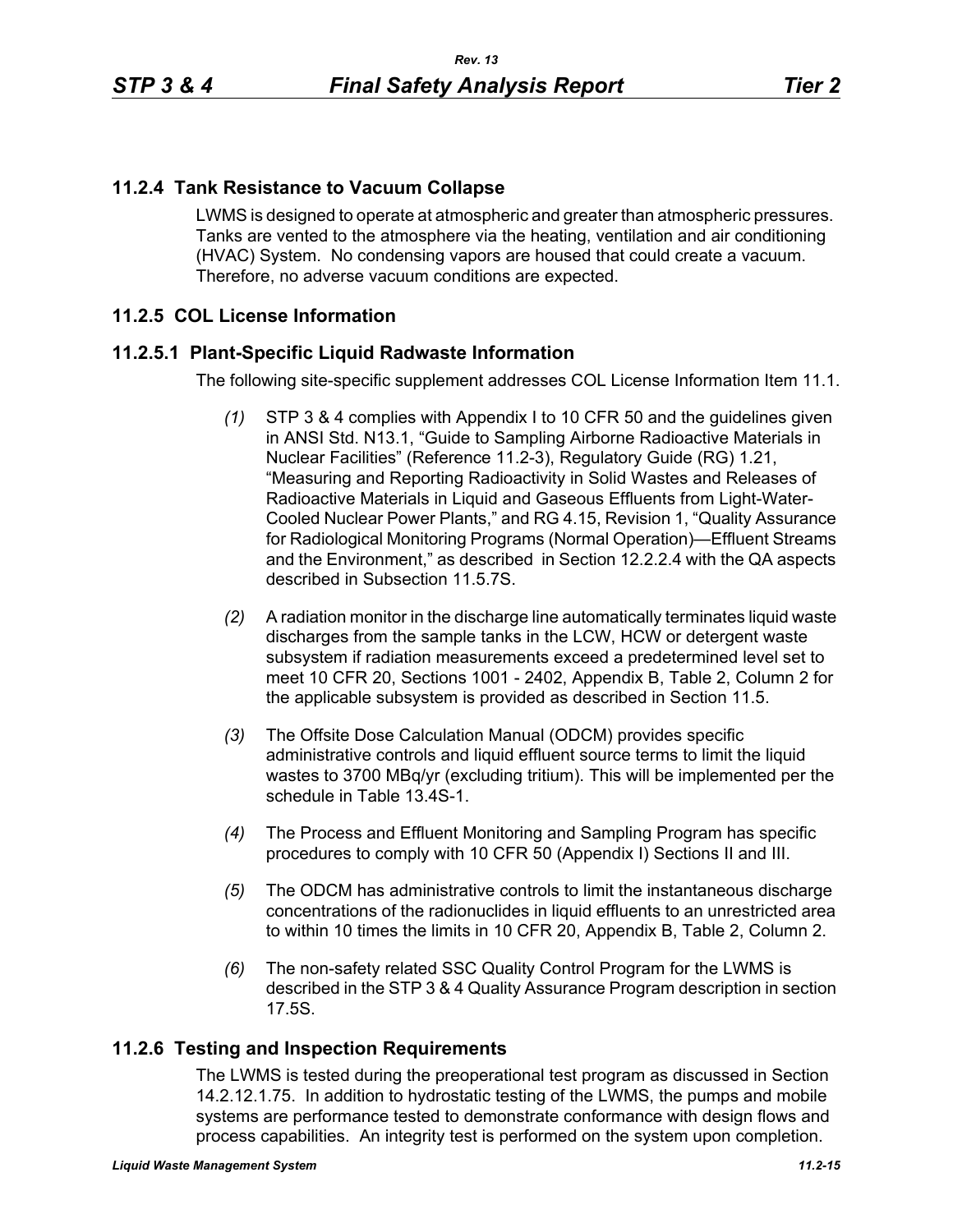## 11.2.4 Tank Resistance to Vacuum Collapse

LWMS is designed to operate at atmospheric and greater than atmospheric pressures. Tanks are vented to the atmosphere via the heating, ventilation and air conditioning (HVAC) System. No condensing vapors are housed that could create a vacuum. Therefore, no adverse vacuum conditions are expected.

## 11.2.5 COL License Information

### 11.2.5.1 Plant-Specific Liquid Radwaste Information

The following site-specific supplement addresses COL License Information Item 11.1.

*(1)* STP 3 & 4 complies with Appendix I to 10 CFR 50 and the guidelines given in ANSI Std. N13.1, “Guide to Sampling Airborne Radioactive Materials in Nuclear Facilities” (Reference 11.2-3), Regulatory Guide (RG) 1.21, “Measuring and Reporting Radioactivity in Solid Wastes and Releases of Radioactive Materials in Liquid and Gaseous Effluents from Light-Water-Cooled Nuclear Power Plants,” and RG 4.15, Revision 1, “Quality Assurance for Radiological Monitoring Programs (Normal Operation)—Effluent Streams and the Environment,” as described in Section 12.2.2.4 with the QA aspects described in Subsection 11.5.7S.

*(2)* A radiation monitor in the discharge line automatically terminates liquid waste discharges from the sample tanks in the LCW, HCW or detergent waste subsystem if radiation measurements exceed a predetermined level set to meet 10 CFR 20, Sections 1001 - 2402, Appendix B, Table 2, Column 2 for the applicable subsystem is provided as described in Section 11.5.

*(3)* The Offsite Dose Calculation Manual (ODCM) provides specific administrative controls and liquid effluent source terms to limit the liquid wastes to 3700 MBq/yr (excluding tritium). This will be implemented per the schedule in Table 13.4S-1.

*(4)* The Process and Effluent Monitoring and Sampling Program has specific procedures to comply with 10 CFR 50 (Appendix I) Sections II and III.

*(5)* The ODCM has administrative controls to limit the instantaneous discharge concentrations of the radionuclides in liquid effluents to an unrestricted area to within 10 times the limits in 10 CFR 20, Appendix B, Table 2, Column 2.

*(6)* The non-safety related SSC Quality Control Program for the LWMS is described in the STP 3 & 4 Quality Assurance Program description in section 17.5S.

## 11.2.6 Testing and Inspection Requirements

The LWMS is tested during the preoperational test program as discussed in Section 14.2.12.1.75. In addition to hydrostatic testing of the LWMS, the pumps and mobile systems are performance tested to demonstrate conformance with design flows and process capabilities. An integrity test is performed on the system upon completion.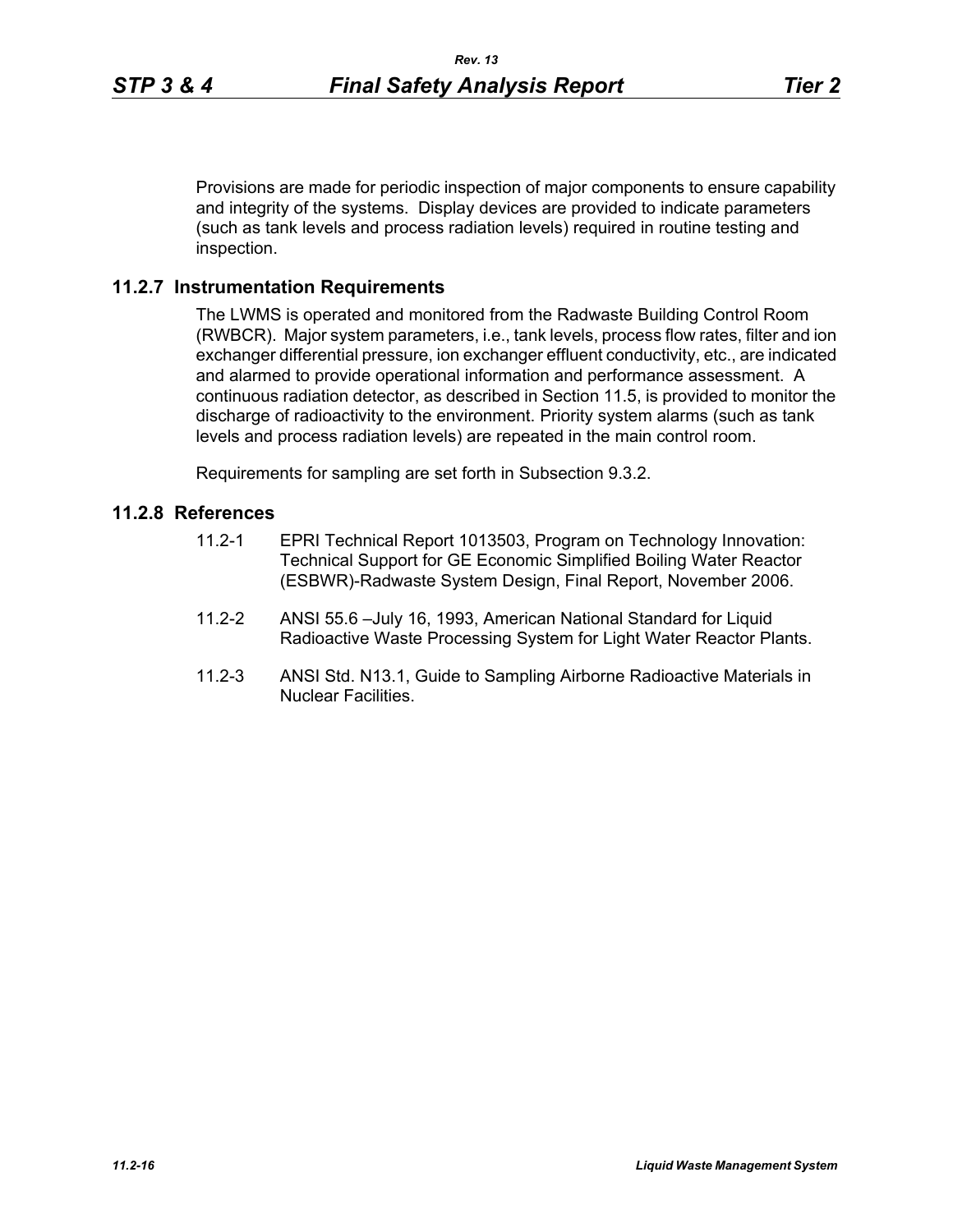Provisions are made for periodic inspection of major components to ensure capability and integrity of the systems. Display devices are provided to indicate parameters (such as tank levels and process radiation levels) required in routine testing and inspection.

### 11.2.7 Instrumentation Requirements

The LWMS is operated and monitored from the Radwaste Building Control Room (RWBCR). Major system parameters, i.e., tank levels, process flow rates, filter and ion exchanger differential pressure, ion exchanger effluent conductivity, etc., are indicated and alarmed to provide operational information and performance assessment. A continuous radiation detector, as described in Section 11.5, is provided to monitor the discharge of radioactivity to the environment. Priority system alarms (such as tank levels and process radiation levels) are repeated in the main control room.

Requirements for sampling are set forth in Subsection 9.3.2.

### 11.2.8 References

11.2-1 EPRI Technical Report 1013503, Program on Technology Innovation: Technical Support for GE Economic Simplified Boiling Water Reactor (ESBWR)-Radwaste System Design, Final Report, November 2006.

11.2-2 ANSI 55.6 –July 16, 1993, American National Standard for Liquid Radioactive Waste Processing System for Light Water Reactor Plants.

11.2-3 ANSI Std. N13.1, Guide to Sampling Airborne Radioactive Materials in Nuclear Facilities.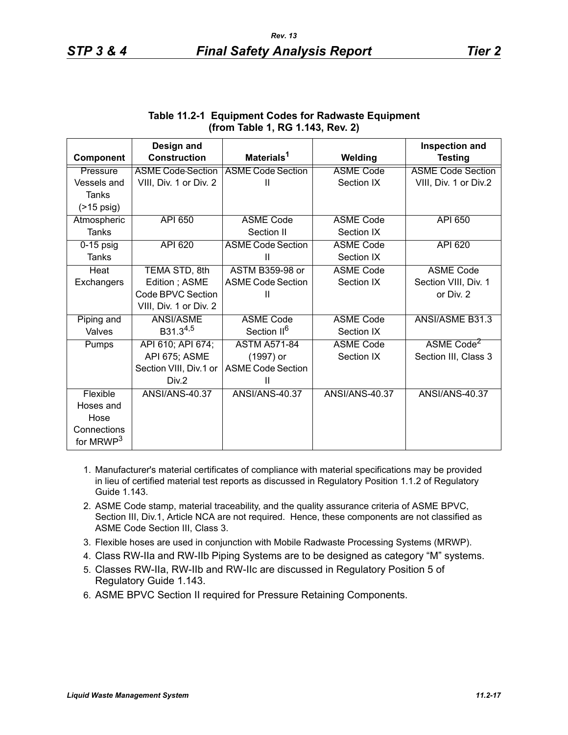**Table 11.2-1 Equipment Codes for Radwaste Equipment (from Table 1, RG 1.143, Rev. 2)**

| Component | Design and Construction | Materials[1] | Welding | Inspection and Testing |
|---|---|---|---|---|
| Pressure Vessels and Tanks (>15 psig) | ASME Code Section VIII, Div. 1 or Div. 2 | ASME Code Section II | ASME Code Section IX | ASME Code Section VIII, Div. 1 or Div.2 |
| Atmospheric Tanks | API 650 | ASME Code Section II | ASME Code Section IX | API 650 |
| 0-15 psig Tanks | API 620 | ASME Code Section II | ASME Code Section IX | API 620 |
| Heat Exchangers | TEMA STD, 8th Edition ; ASME Code BPVC Section VIII, Div. 1 or Div. 2 | ASTM B359-98 or ASME Code Section II | ASME Code Section IX | ASME Code Section VIII, Div. 1 or Div. 2 |
| Piping and Valves | ANSI/ASME B31.3[4,5] | ASME Code Section II[6] | ASME Code Section IX | ANSI/ASME B31.3 |
| Pumps | API 610; API 674; API 675; ASME Section VIII, Div.1 or Div.2 | ASTM A571-84 (1997) or ASME Code Section II | ASME Code Section IX | ASME Code[2] Section III, Class 3 |
| Flexible Hoses and Hose Connections for MRWP[3] | ANSI/ANS-40.37 | ANSI/ANS-40.37 | ANSI/ANS-40.37 | ANSI/ANS-40.37 |

1. Manufacturer's material certificates of compliance with material specifications may be provided in lieu of certified material test reports as discussed in Regulatory Position 1.1.2 of Regulatory Guide 1.143.
2. ASME Code stamp, material traceability, and the quality assurance criteria of ASME BPVC, Section III, Div.1, Article NCA are not required. Hence, these components are not classified as ASME Code Section III, Class 3.
3. Flexible hoses are used in conjunction with Mobile Radwaste Processing Systems (MRWP).
4. Class RW-IIa and RW-IIb Piping Systems are to be designed as category “M” systems.
5. Classes RW-IIa, RW-IIb and RW-IIc are discussed in Regulatory Position 5 of Regulatory Guide 1.143.
6. ASME BPVC Section II required for Pressure Retaining Components.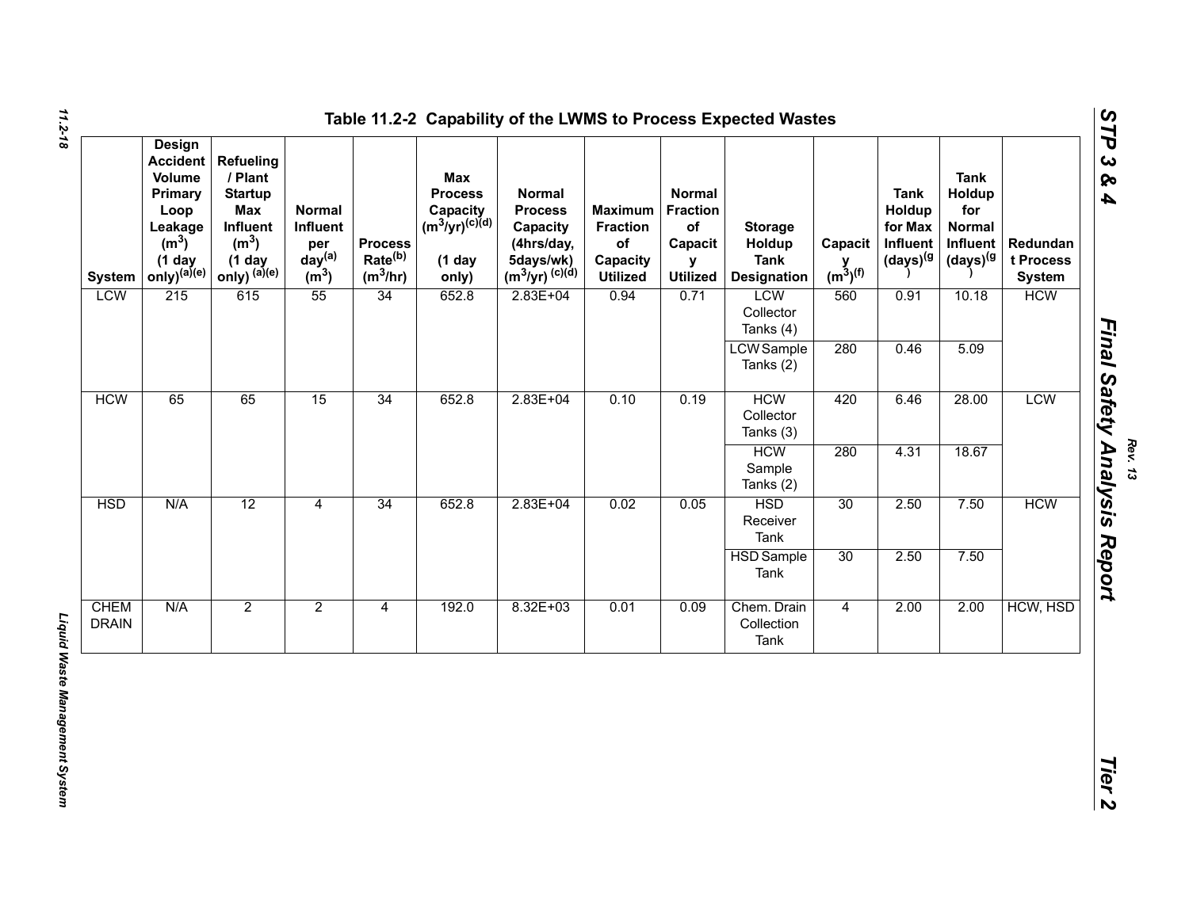## Table 11.2-2 Capability of the LWMS to Process Expected Wastes

| System | Design Accident Volume Primary Loop Leakage ($m^3$) (1 day only)[(a)(e)] | Refueling / Plant Startup Max Influent ($m^3$) (1 day only) [(a)(e)] | Normal Influent per day[(a)] ($m^3$) | Process Rate[(b)] ($m^3$/hr) | Max Process Capacity ($m^3$/yr)[(c)(d)] (1 day only) | Normal Process Capacity (4hrs/day, 5days/wk) ($m^3$/yr) [(c)(d)] | Maximum Fraction of Capacity Utilized | Normal Fraction of Capacity Utilized | Storage Holdup Tank Designation | Capacity ($m^3$)[(f)] | Tank Holdup for Max Influent (days)[(g)] | Tank Holdup for Normal Influent (days)[(g)] | Redundant Process System |
|---|---|---|---|---|---|---|---|---|---|---|---|---|---|
| LCW | 215 | 615 | 55 | 34 | 652.8 | 2.83E+04 | 0.94 | 0.71 | LCW Collector Tanks (4) | 560 | 0.91 | 10.18 | HCW |
| | | | | | | | | | LCW Sample Tanks (2) | 280 | 0.46 | 5.09 | |
| HCW | 65 | 65 | 15 | 34 | 652.8 | 2.83E+04 | 0.10 | 0.19 | HCW Collector Tanks (3) | 420 | 6.46 | 28.00 | LCW |
| | | | | | | | | | HCW Sample Tanks (2) | 280 | 4.31 | 18.67 | |
| HSD | N/A | 12 | 4 | 34 | 652.8 | 2.83E+04 | 0.02 | 0.05 | HSD Receiver Tank | 30 | 2.50 | 7.50 | HCW |
| | | | | | | | | | HSD Sample Tank | 30 | 2.50 | 7.50 | |
| CHEM DRAIN | N/A | 2 | 2 | 4 | 192.0 | 8.32E+03 | 0.01 | 0.09 | Chem. Drain Collection Tank | 4 | 2.00 | 2.00 | HCW, HSD |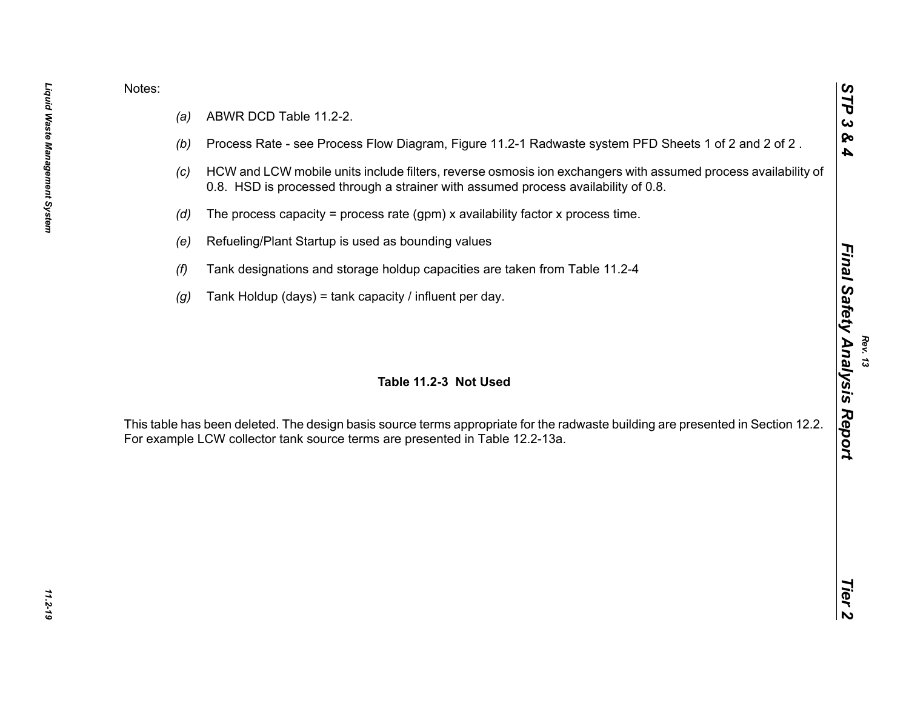Notes:

- *(a)* ABWR DCD Table 11.2-2.
- *(b)* Process Rate - see Process Flow Diagram, Figure 11.2-1 Radwaste system PFD Sheets 1 of 2 and 2 of 2 .
- *(c)* HCW and LCW mobile units include filters, reverse osmosis ion exchangers with assumed process availability of 0.8. HSD is processed through a strainer with assumed process availability of 0.8.
- *(d)* The process capacity = process rate (gpm) x availability factor x process time.
- *(e)* Refueling/Plant Startup is used as bounding values
- *(f)* Tank designations and storage holdup capacities are taken from Table 11.2-4
- *(g)* Tank Holdup (days) = tank capacity / influent per day.

**Table 11.2-3 Not Used**

This table has been deleted. The design basis source terms appropriate for the radwaste building are presented in Section 12.2. For example LCW collector tank source terms are presented in Table 12.2-13a.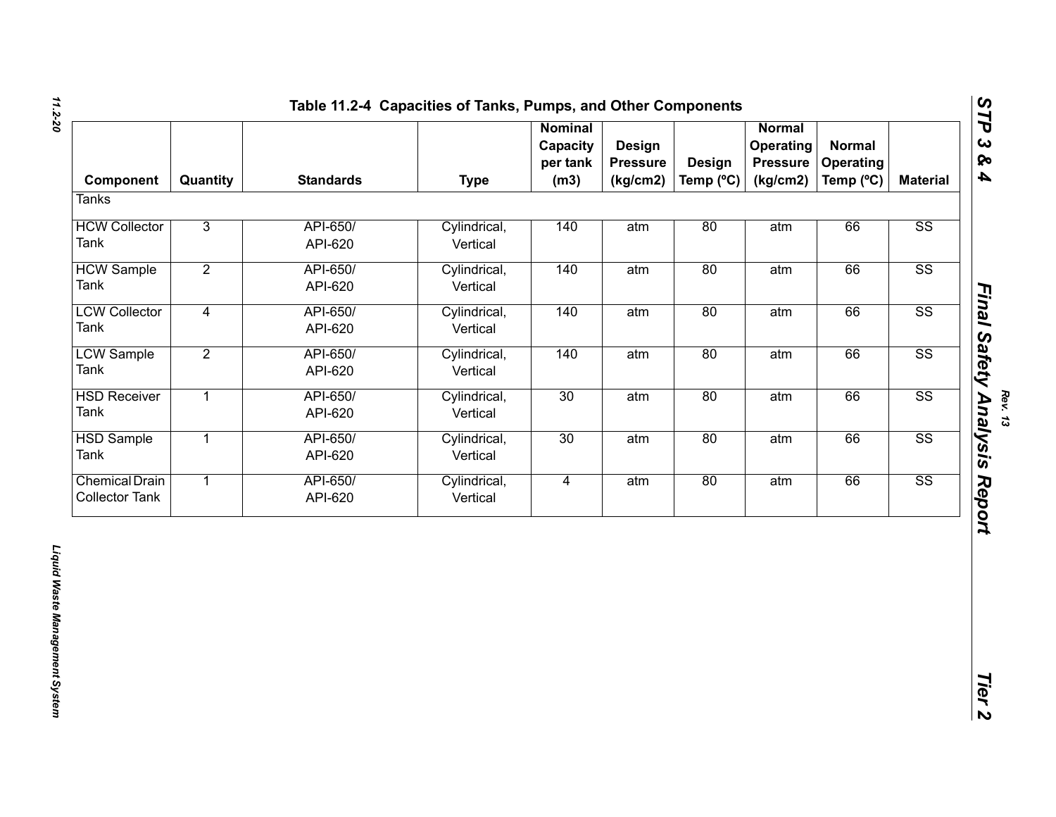## Table 11.2-4 Capacities of Tanks, Pumps, and Other Components

| Component | Quantity | Standards | Type | Nominal Capacity per tank (m3) | Design Pressure (kg/cm2) | Design Temp (ºC) | Normal Operating Pressure (kg/cm2) | Normal Operating Temp (ºC) | Material |
|---|---|---|---|---|---|---|---|---|---|
| Tanks | | | | | | | | | |
| HCW Collector Tank | 3 | API-650/ API-620 | Cylindrical, Vertical | 140 | atm | 80 | atm | 66 | SS |
| HCW Sample Tank | 2 | API-650/ API-620 | Cylindrical, Vertical | 140 | atm | 80 | atm | 66 | SS |
| LCW Collector Tank | 4 | API-650/ API-620 | Cylindrical, Vertical | 140 | atm | 80 | atm | 66 | SS |
| LCW Sample Tank | 2 | API-650/ API-620 | Cylindrical, Vertical | 140 | atm | 80 | atm | 66 | SS |
| HSD Receiver Tank | 1 | API-650/ API-620 | Cylindrical, Vertical | 30 | atm | 80 | atm | 66 | SS |
| HSD Sample Tank | 1 | API-650/ API-620 | Cylindrical, Vertical | 30 | atm | 80 | atm | 66 | SS |
| Chemical Drain Collector Tank | 1 | API-650/ API-620 | Cylindrical, Vertical | 4 | atm | 80 | atm | 66 | SS |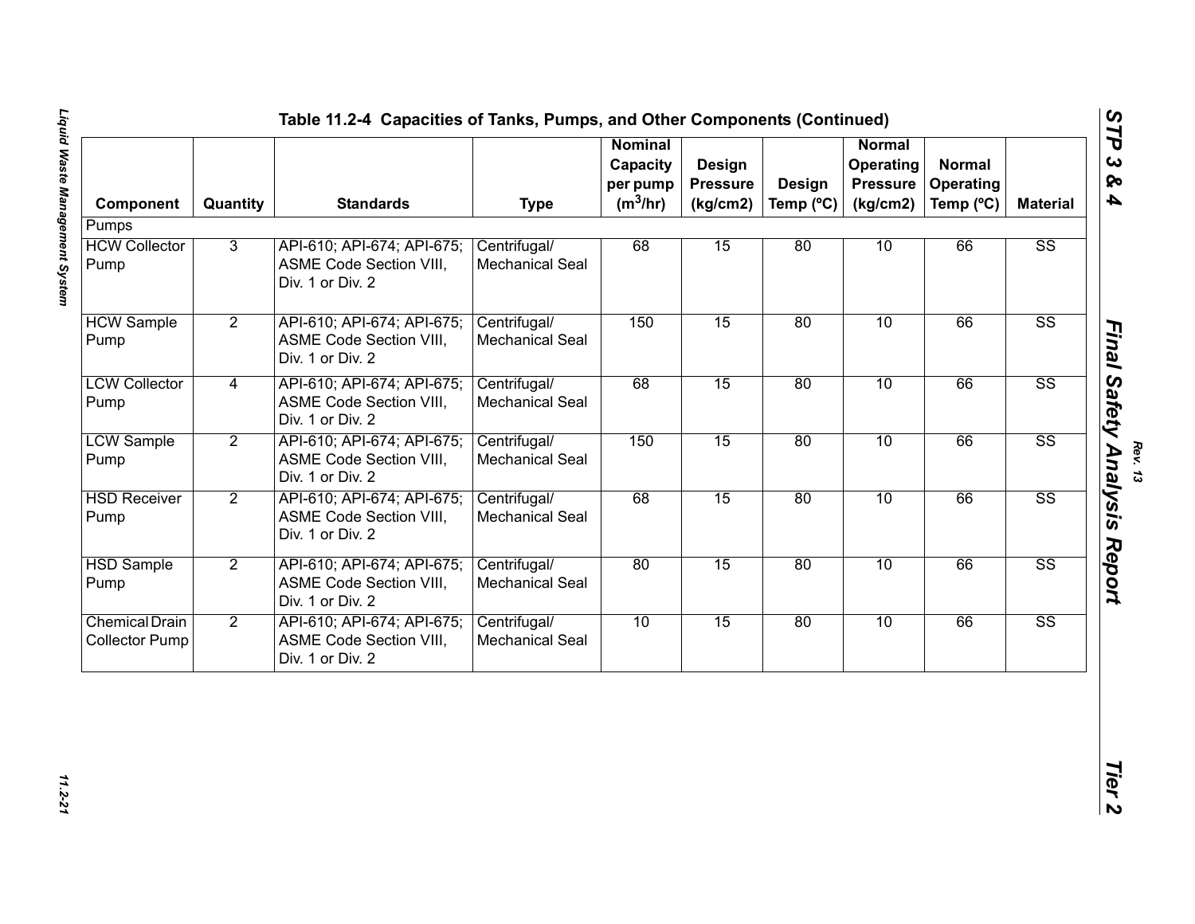### Table 11.2-4 Capacities of Tanks, Pumps, and Other Components (Continued)

| Component | Quantity | Standards | Type | Nominal Capacity per pump ($m^3$/hr) | Design Pressure (kg/cm2) | Design Temp (ºC) | Normal Operating Pressure (kg/cm2) | Normal Operating Temp (ºC) | Material |
|---|---|---|---|---|---|---|---|---|---|
| Pumps | | | | | | | | | |
| HCW Collector Pump | 3 | API-610; API-674; API-675; ASME Code Section VIII, Div. 1 or Div. 2 | Centrifugal/ Mechanical Seal | 68 | 15 | 80 | 10 | 66 | SS |
| HCW Sample Pump | 2 | API-610; API-674; API-675; ASME Code Section VIII, Div. 1 or Div. 2 | Centrifugal/ Mechanical Seal | 150 | 15 | 80 | 10 | 66 | SS |
| LCW Collector Pump | 4 | API-610; API-674; API-675; ASME Code Section VIII, Div. 1 or Div. 2 | Centrifugal/ Mechanical Seal | 68 | 15 | 80 | 10 | 66 | SS |
| LCW Sample Pump | 2 | API-610; API-674; API-675; ASME Code Section VIII, Div. 1 or Div. 2 | Centrifugal/ Mechanical Seal | 150 | 15 | 80 | 10 | 66 | SS |
| HSD Receiver Pump | 2 | API-610; API-674; API-675; ASME Code Section VIII, Div. 1 or Div. 2 | Centrifugal/ Mechanical Seal | 68 | 15 | 80 | 10 | 66 | SS |
| HSD Sample Pump | 2 | API-610; API-674; API-675; ASME Code Section VIII, Div. 1 or Div. 2 | Centrifugal/ Mechanical Seal | 80 | 15 | 80 | 10 | 66 | SS |
| Chemical Drain Collector Pump | 2 | API-610; API-674; API-675; ASME Code Section VIII, Div. 1 or Div. 2 | Centrifugal/ Mechanical Seal | 10 | 15 | 80 | 10 | 66 | SS |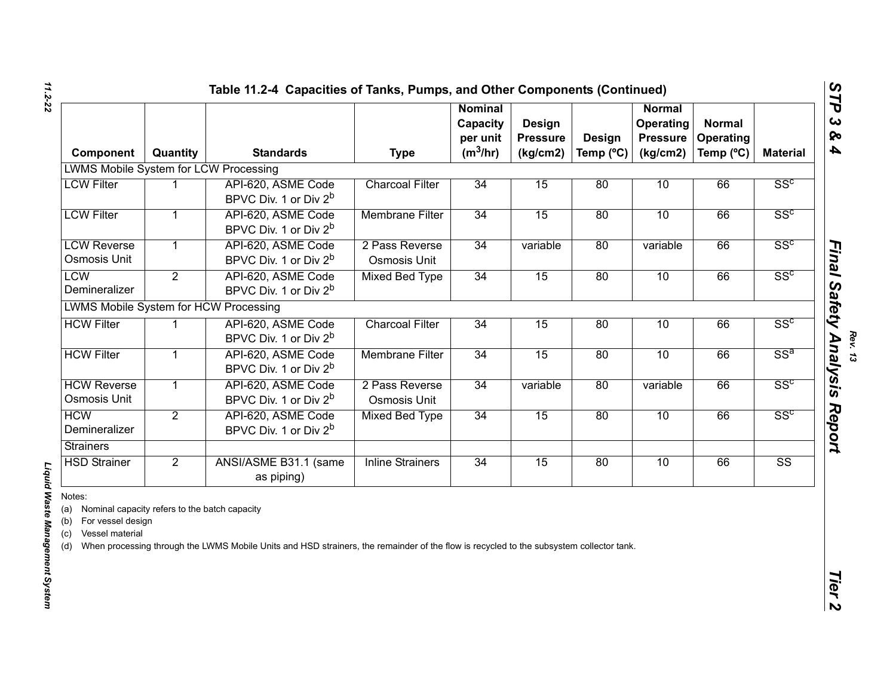## Table 11.2-4 Capacities of Tanks, Pumps, and Other Components (Continued)

| Component | Quantity | Standards | Type | Nominal Capacity per unit ($m^3$/hr) | Design Pressure (kg/cm2) | Design Temp (ºC) | Normal Operating Pressure (kg/cm2) | Normal Operating Temp (ºC) | Material |
|---|---|---|---|---|---|---|---|---|---|
| LWMS Mobile System for LCW Processing | | | | | | | | | |
| LCW Filter | 1 | API-620, ASME Code BPVC Div. 1 or Div 2[b] | Charcoal Filter | 34 | 15 | 80 | 10 | 66 | SS[c] |
| LCW Filter | 1 | API-620, ASME Code BPVC Div. 1 or Div 2[b] | Membrane Filter | 34 | 15 | 80 | 10 | 66 | SS[c] |
| LCW Reverse Osmosis Unit | 1 | API-620, ASME Code BPVC Div. 1 or Div 2[b] | 2 Pass Reverse Osmosis Unit | 34 | variable | 80 | variable | 66 | SS[c] |
| LCW Demineralizer | 2 | API-620, ASME Code BPVC Div. 1 or Div 2[b] | Mixed Bed Type | 34 | 15 | 80 | 10 | 66 | SS[c] |
| LWMS Mobile System for HCW Processing | | | | | | | | | |
| HCW Filter | 1 | API-620, ASME Code BPVC Div. 1 or Div 2[b] | Charcoal Filter | 34 | 15 | 80 | 10 | 66 | SS[c] |
| HCW Filter | 1 | API-620, ASME Code BPVC Div. 1 or Div 2[b] | Membrane Filter | 34 | 15 | 80 | 10 | 66 | SS[a] |
| HCW Reverse Osmosis Unit | 1 | API-620, ASME Code BPVC Div. 1 or Div 2[b] | 2 Pass Reverse Osmosis Unit | 34 | variable | 80 | variable | 66 | SS[c] |
| HCW Demineralizer | 2 | API-620, ASME Code BPVC Div. 1 or Div 2[b] | Mixed Bed Type | 34 | 15 | 80 | 10 | 66 | SS[c] |
| Strainers | | | | | | | | | |
| HSD Strainer | 2 | ANSI/ASME B31.1 (same as piping) | Inline Strainers | 34 | 15 | 80 | 10 | 66 | SS |

Notes:

(a) Nominal capacity refers to the batch capacity

(b) For vessel design

(c) Vessel material

(d) When processing through the LWMS Mobile Units and HSD strainers, the remainder of the flow is recycled to the subsystem collector tank.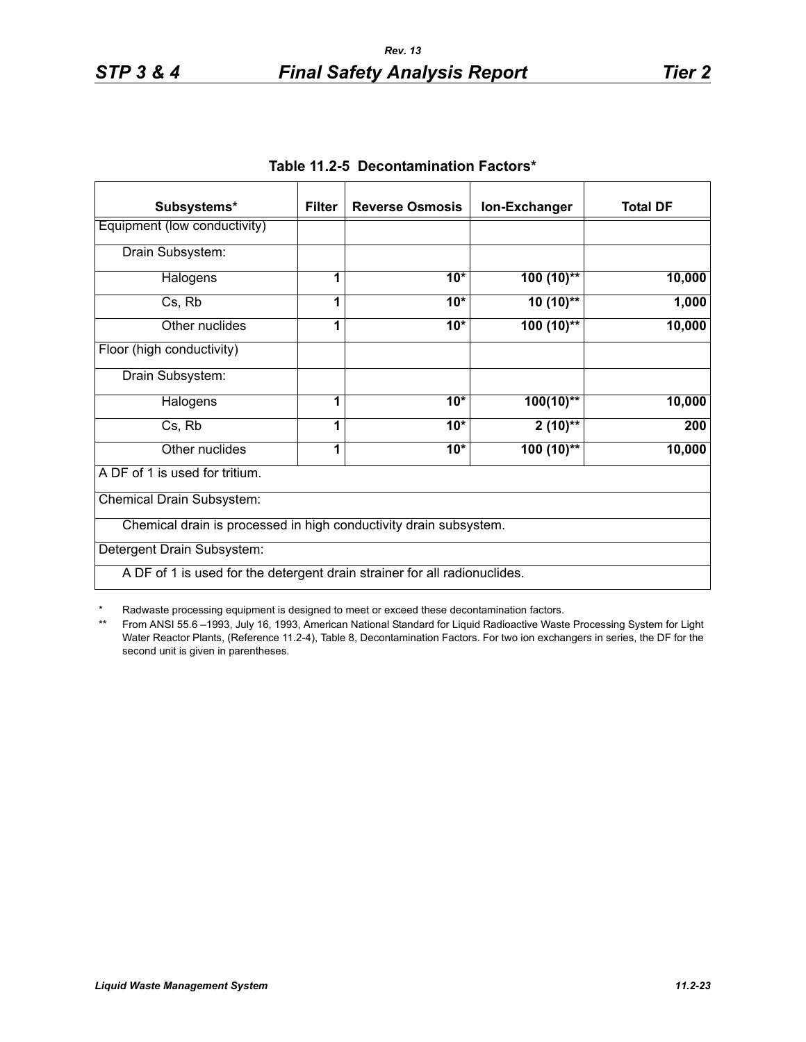### Table 11.2-5 Decontamination Factors*

| Subsystems* | Filter | Reverse Osmosis | Ion-Exchanger | Total DF |
|---|---|---|---|---|
| Equipment (low conductivity) | | | | |
| Drain Subsystem: | | | | |
| Halogens | **1** | **10*** | **100 (10)**** | **10,000** |
| Cs, Rb | **1** | **10*** | **10 (10)**** | **1,000** |
| Other nuclides | **1** | **10*** | **100 (10)**** | **10,000** |
| Floor (high conductivity) | | | | |
| Drain Subsystem: | | | | |
| Halogens | **1** | **10*** | **100(10)**** | **10,000** |
| Cs, Rb | **1** | **10*** | **2 (10)**** | **200** |
| Other nuclides | **1** | **10*** | **100 (10)**** | **10,000** |
| A DF of 1 is used for tritium. | | | | |
| Chemical Drain Subsystem: | | | | |
| Chemical drain is processed in high conductivity drain subsystem. | | | | |
| Detergent Drain Subsystem: | | | | |
| A DF of 1 is used for the detergent drain strainer for all radionuclides. | | | | |

\* Radwaste processing equipment is designed to meet or exceed these decontamination factors.

\** From ANSI 55.6 –1993, July 16, 1993, American National Standard for Liquid Radioactive Waste Processing System for Light Water Reactor Plants, (Reference 11.2-4), Table 8, Decontamination Factors. For two ion exchangers in series, the DF for the second unit is given in parentheses.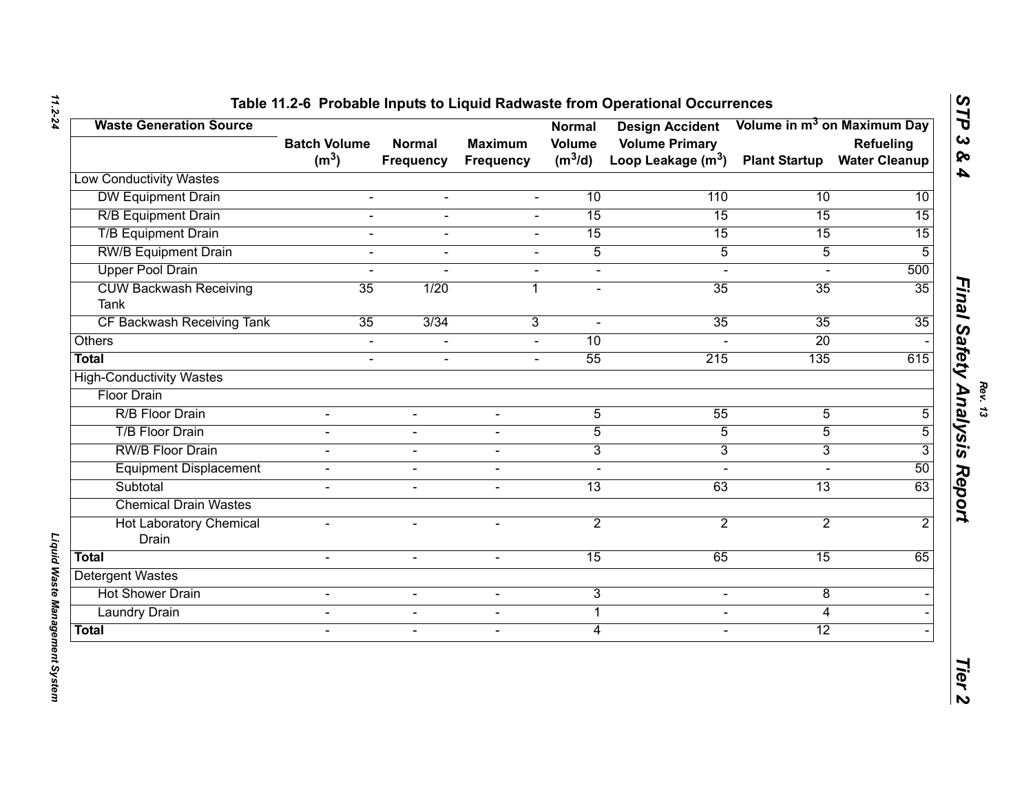## Table 11.2-6 Probable Inputs to Liquid Radwaste from Operational Occurrences

| Waste Generation Source | Batch Volume ($m^3$) | Normal Frequency | Maximum Frequency | Normal Volume ($m^3$/d) | Design Accident Volume Primary Loop Leakage ($m^3$) | Volume in $m^3$ on Maximum Day: Plant Startup | Volume in $m^3$ on Maximum Day: Refueling Water Cleanup |
|---|---|---|---|---|---|---|---|
| Low Conductivity Wastes | | | | | | | |
| DW Equipment Drain | - | - | - | 10 | 110 | 10 | 10 |
| R/B Equipment Drain | - | - | - | 15 | 15 | 15 | 15 |
| T/B Equipment Drain | - | - | - | 15 | 15 | 15 | 15 |
| RW/B Equipment Drain | - | - | - | 5 | 5 | 5 | 5 |
| Upper Pool Drain | - | - | - | - | - | - | 500 |
| CUW Backwash Receiving Tank | 35 | 1/20 | 1 | - | 35 | 35 | 35 |
| CF Backwash Receiving Tank | 35 | 3/34 | 3 | - | 35 | 35 | 35 |
| Others | - | - | - | 10 | - | 20 | - |
| **Total** | - | - | - | 55 | 215 | 135 | 615 |
| High-Conductivity Wastes | | | | | | | |
| Floor Drain | | | | | | | |
| R/B Floor Drain | - | - | - | 5 | 55 | 5 | 5 |
| T/B Floor Drain | - | - | - | 5 | 5 | 5 | 5 |
| RW/B Floor Drain | - | - | - | 3 | 3 | 3 | 3 |
| Equipment Displacement | - | - | - | - | - | - | 50 |
| Subtotal | - | - | - | 13 | 63 | 13 | 63 |
| Chemical Drain Wastes | | | | | | | |
| Hot Laboratory Chemical Drain | - | - | - | 2 | 2 | 2 | 2 |
| **Total** | - | - | - | 15 | 65 | 15 | 65 |
| Detergent Wastes | | | | | | | |
| Hot Shower Drain | - | - | - | 3 | - | 8 | - |
| Laundry Drain | - | - | - | 1 | - | 4 | - |
| **Total** | - | - | - | 4 | - | 12 | - |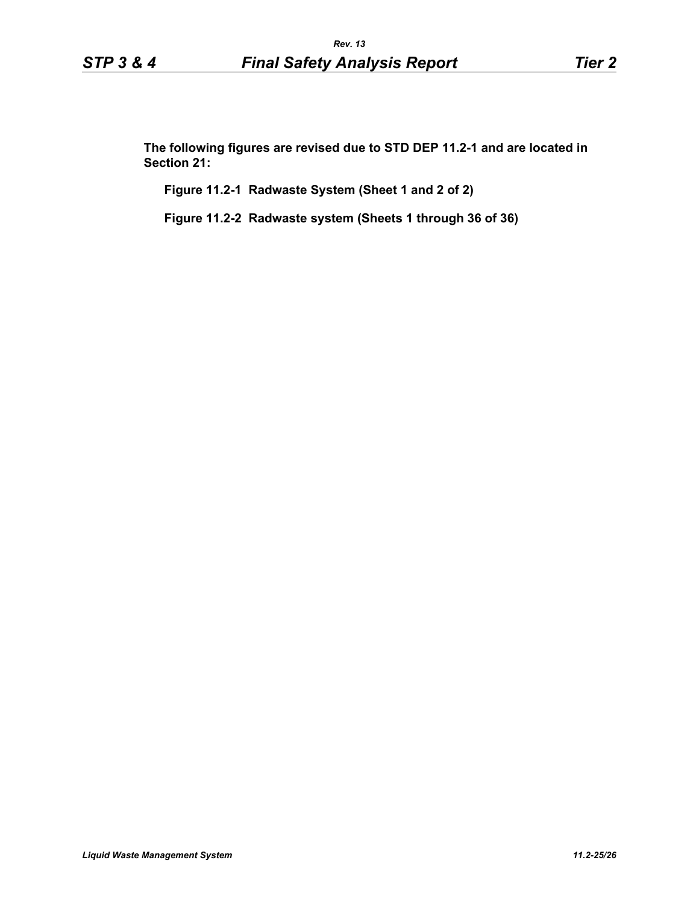**The following figures are revised due to STD DEP 11.2-1 and are located in Section 21:**

**Figure 11.2-1 Radwaste System (Sheet 1 and 2 of 2)**

**Figure 11.2-2 Radwaste system (Sheets 1 through 36 of 36)**